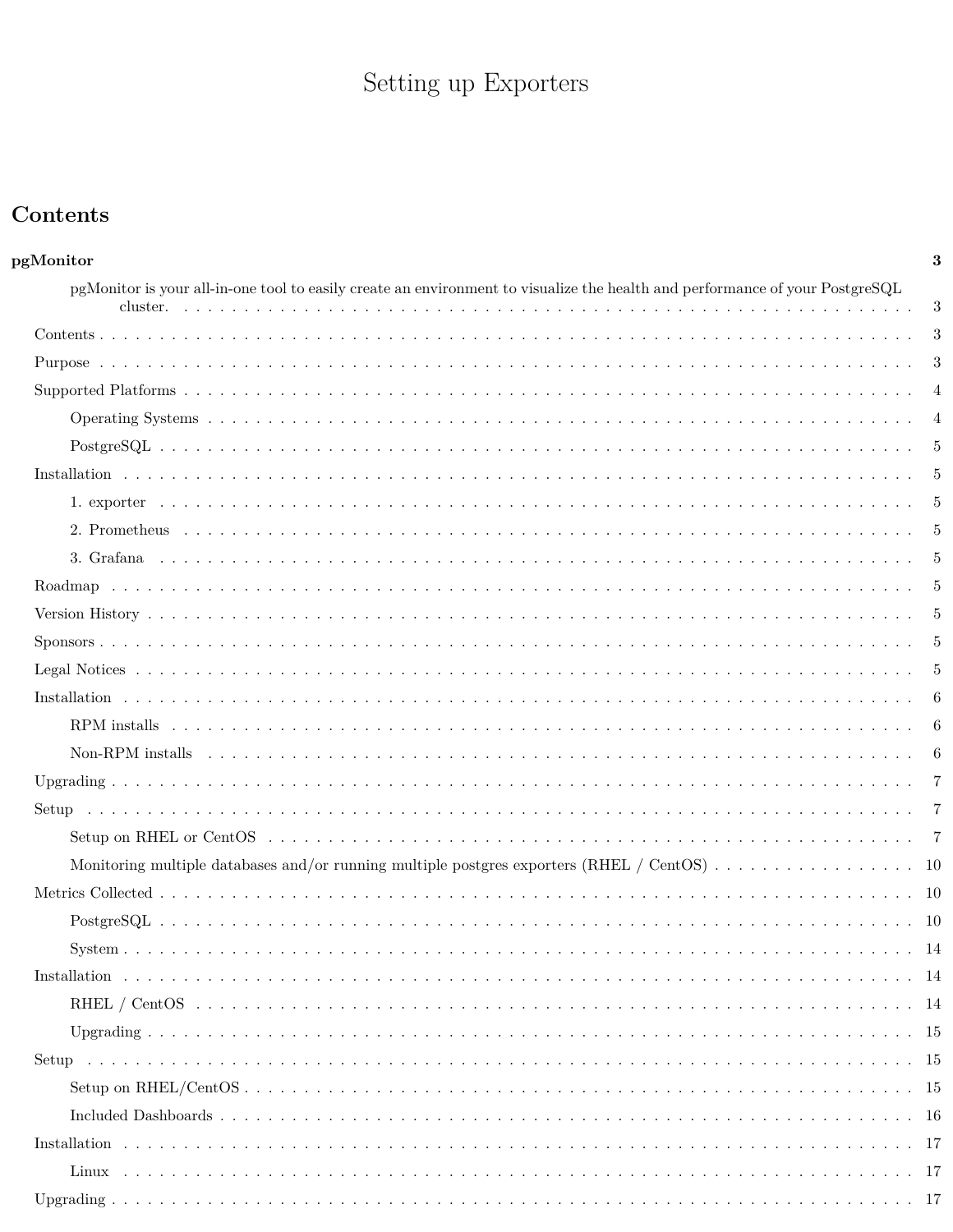# Setting up Exporters

## Contents

**pgMonitor** **3**

pgMonitor is your all-in-one tool to easily create an environment to visualize the health and performance of your PostgreSQL cluster. . . . . 3

- Contents . . . . . 3
- Purpose . . . . . 3
- Supported Platforms . . . . . 4
  - Operating Systems . . . . . 4
  - PostgreSQL . . . . . 5
- Installation . . . . . 5
  - 1. exporter . . . . . 5
  - 2. Prometheus . . . . . 5
  - 3. Grafana . . . . . 5
- Roadmap . . . . . 5
- Version History . . . . . 5
- Sponsors . . . . . 5
- Legal Notices . . . . . 5
- Installation . . . . . 6
  - RPM installs . . . . . 6
  - Non-RPM installs . . . . . 6
- Upgrading . . . . . 7
- Setup . . . . . 7
  - Setup on RHEL or CentOS . . . . . 7
  - Monitoring multiple databases and/or running multiple postgres exporters (RHEL / CentOS) . . . . . 10
- Metrics Collected . . . . . 10
  - PostgreSQL . . . . . 10
  - System . . . . . 14
- Installation . . . . . 14
  - RHEL / CentOS . . . . . 14
  - Upgrading . . . . . 15
- Setup . . . . . 15
  - Setup on RHEL/CentOS . . . . . 15
  - Included Dashboards . . . . . 16
- Installation . . . . . 17
  - Linux . . . . . 17
- Upgrading . . . . . 17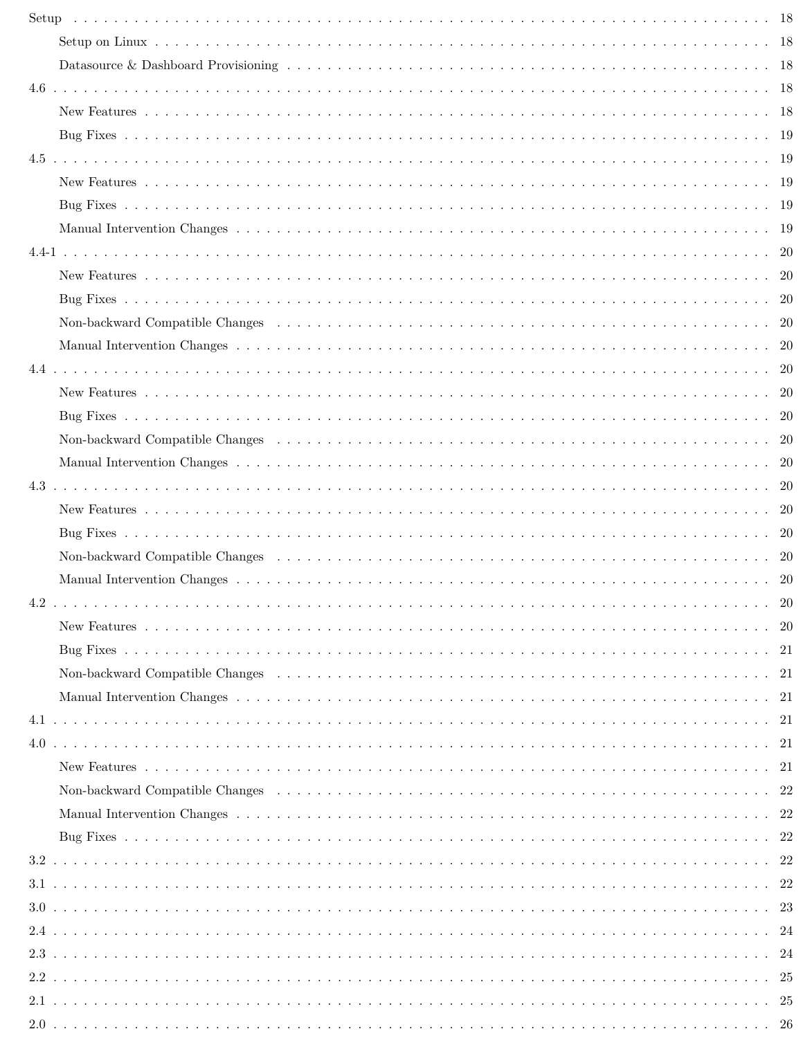- Setup . . . . . . . . . . 18
  - Setup on Linux . . . . . . . . . . 18
  - Datasource & Dashboard Provisioning . . . . . . . . . . 18
- 4.6 . . . . . . . . . . 18
  - New Features . . . . . . . . . . 18
  - Bug Fixes . . . . . . . . . . 19
- 4.5 . . . . . . . . . . 19
  - New Features . . . . . . . . . . 19
  - Bug Fixes . . . . . . . . . . 19
  - Manual Intervention Changes . . . . . . . . . . 19
- 4.4-1 . . . . . . . . . . 20
  - New Features . . . . . . . . . . 20
  - Bug Fixes . . . . . . . . . . 20
  - Non-backward Compatible Changes . . . . . . . . . . 20
  - Manual Intervention Changes . . . . . . . . . . 20
- 4.4 . . . . . . . . . . 20
  - New Features . . . . . . . . . . 20
  - Bug Fixes . . . . . . . . . . 20
  - Non-backward Compatible Changes . . . . . . . . . . 20
  - Manual Intervention Changes . . . . . . . . . . 20
- 4.3 . . . . . . . . . . 20
  - New Features . . . . . . . . . . 20
  - Bug Fixes . . . . . . . . . . 20
  - Non-backward Compatible Changes . . . . . . . . . . 20
  - Manual Intervention Changes . . . . . . . . . . 20
- 4.2 . . . . . . . . . . 20
  - New Features . . . . . . . . . . 20
  - Bug Fixes . . . . . . . . . . 21
  - Non-backward Compatible Changes . . . . . . . . . . 21
  - Manual Intervention Changes . . . . . . . . . . 21
- 4.1 . . . . . . . . . . 21
- 4.0 . . . . . . . . . . 21
  - New Features . . . . . . . . . . 21
  - Non-backward Compatible Changes . . . . . . . . . . 22
  - Manual Intervention Changes . . . . . . . . . . 22
  - Bug Fixes . . . . . . . . . . 22
- 3.2 . . . . . . . . . . 22
- 3.1 . . . . . . . . . . 22
- 3.0 . . . . . . . . . . 23
- 2.4 . . . . . . . . . . 24
- 2.3 . . . . . . . . . . 24
- 2.2 . . . . . . . . . . 25
- 2.1 . . . . . . . . . . 25
- 2.0 . . . . . . . . . . 26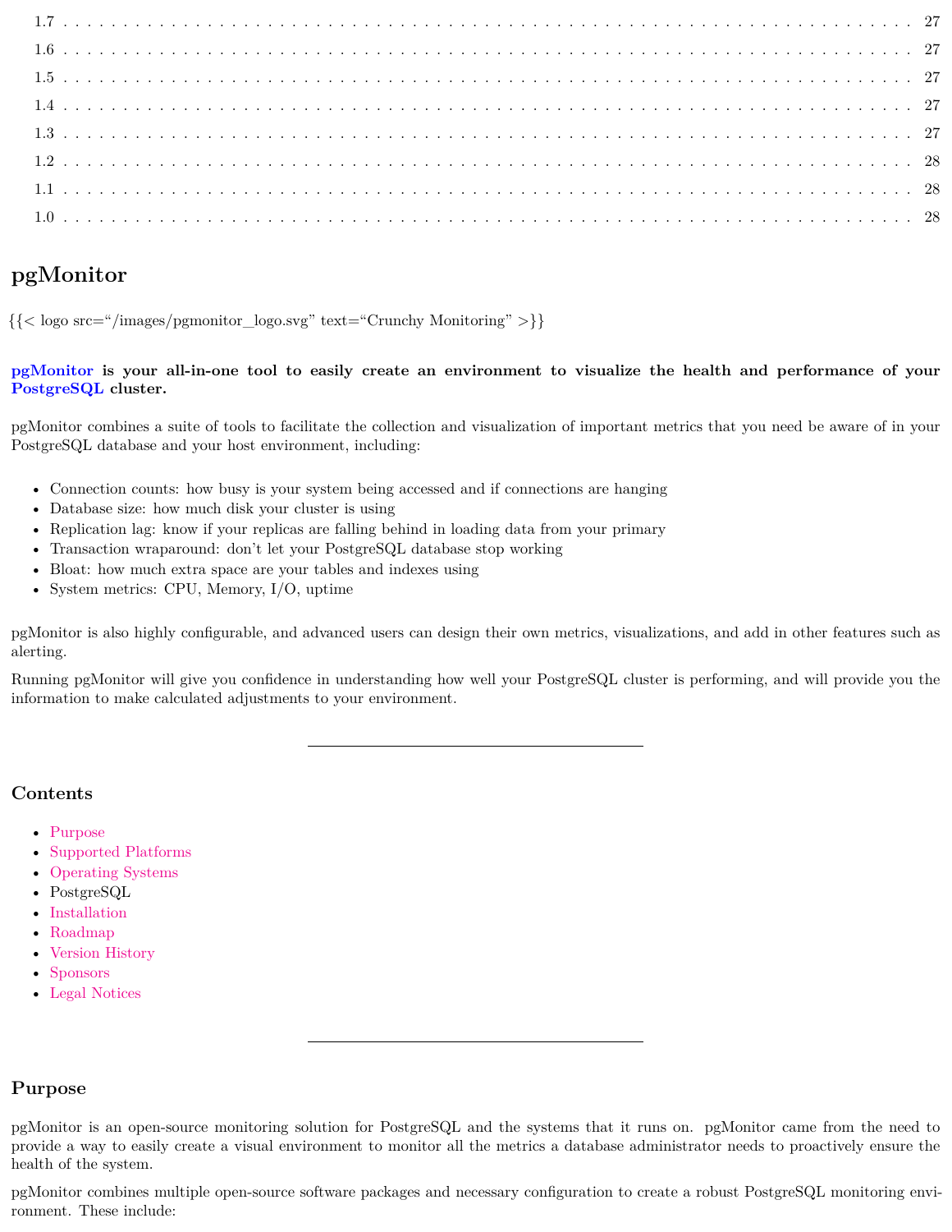1.7 . . . . . . . . . . . . . . . . . . . . . . . . . . . . . . . . . . . . . . . . . . . . . . . . . . . . . . . . . . . . . . . . 27
1.6 . . . . . . . . . . . . . . . . . . . . . . . . . . . . . . . . . . . . . . . . . . . . . . . . . . . . . . . . . . . . . . . . 27
1.5 . . . . . . . . . . . . . . . . . . . . . . . . . . . . . . . . . . . . . . . . . . . . . . . . . . . . . . . . . . . . . . . . 27
1.4 . . . . . . . . . . . . . . . . . . . . . . . . . . . . . . . . . . . . . . . . . . . . . . . . . . . . . . . . . . . . . . . . 27
1.3 . . . . . . . . . . . . . . . . . . . . . . . . . . . . . . . . . . . . . . . . . . . . . . . . . . . . . . . . . . . . . . . . 27
1.2 . . . . . . . . . . . . . . . . . . . . . . . . . . . . . . . . . . . . . . . . . . . . . . . . . . . . . . . . . . . . . . . . 28
1.1 . . . . . . . . . . . . . . . . . . . . . . . . . . . . . . . . . . . . . . . . . . . . . . . . . . . . . . . . . . . . . . . . 28
1.0 . . . . . . . . . . . . . . . . . . . . . . . . . . . . . . . . . . . . . . . . . . . . . . . . . . . . . . . . . . . . . . . . 28

# pgMonitor

{{< logo src="/images/pgmonitor_logo.svg" text="Crunchy Monitoring" >}}

**pgMonitor is your all-in-one tool to easily create an environment to visualize the health and performance of your PostgreSQL cluster.**

pgMonitor combines a suite of tools to facilitate the collection and visualization of important metrics that you need be aware of in your PostgreSQL database and your host environment, including:

- Connection counts: how busy is your system being accessed and if connections are hanging
- Database size: how much disk your cluster is using
- Replication lag: know if your replicas are falling behind in loading data from your primary
- Transaction wraparound: don't let your PostgreSQL database stop working
- Bloat: how much extra space are your tables and indexes using
- System metrics: CPU, Memory, I/O, uptime

pgMonitor is also highly configurable, and advanced users can design their own metrics, visualizations, and add in other features such as alerting.

Running pgMonitor will give you confidence in understanding how well your PostgreSQL cluster is performing, and will provide you the information to make calculated adjustments to your environment.

---

## Contents

- Purpose
- Supported Platforms
- Operating Systems
- PostgreSQL
- Installation
- Roadmap
- Version History
- Sponsors
- Legal Notices

---

## Purpose

pgMonitor is an open-source monitoring solution for PostgreSQL and the systems that it runs on. pgMonitor came from the need to provide a way to easily create a visual environment to monitor all the metrics a database administrator needs to proactively ensure the health of the system.

pgMonitor combines multiple open-source software packages and necessary configuration to create a robust PostgreSQL monitoring environment. These include: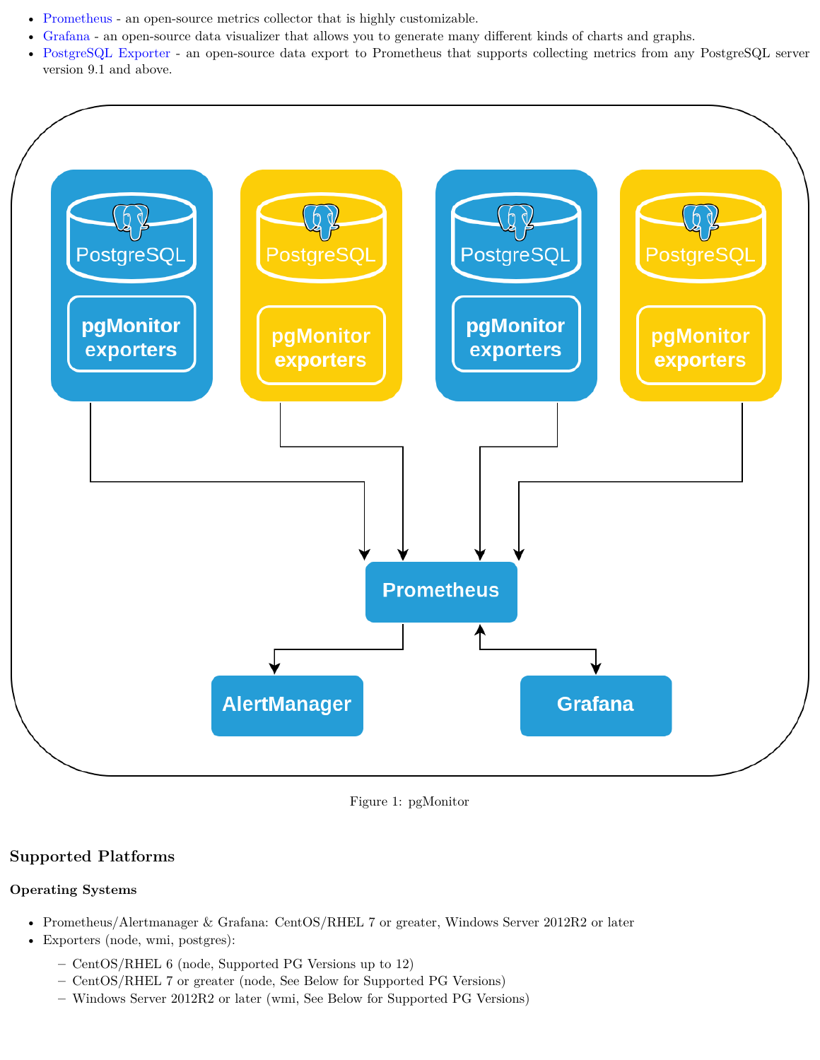- Prometheus - an open-source metrics collector that is highly customizable.
- Grafana - an open-source data visualizer that allows you to generate many different kinds of charts and graphs.
- PostgreSQL Exporter - an open-source data export to Prometheus that supports collecting metrics from any PostgreSQL server version 9.1 and above.

Figure 1: pgMonitor

## Supported Platforms

### Operating Systems

- Prometheus/Alertmanager & Grafana: CentOS/RHEL 7 or greater, Windows Server 2012R2 or later
- Exporters (node, wmi, postgres):
  - CentOS/RHEL 6 (node, Supported PG Versions up to 12)
  - CentOS/RHEL 7 or greater (node, See Below for Supported PG Versions)
  - Windows Server 2012R2 or later (wmi, See Below for Supported PG Versions)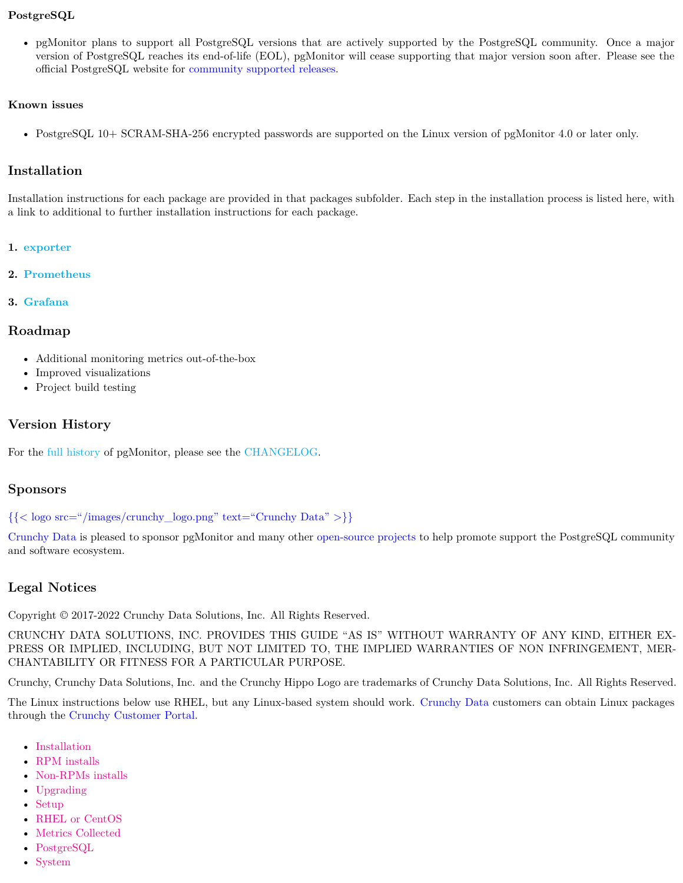#### PostgreSQL

- pgMonitor plans to support all PostgreSQL versions that are actively supported by the PostgreSQL community. Once a major version of PostgreSQL reaches its end-of-life (EOL), pgMonitor will cease supporting that major version soon after. Please see the official PostgreSQL website for community supported releases.

#### Known issues

- PostgreSQL 10+ SCRAM-SHA-256 encrypted passwords are supported on the Linux version of pgMonitor 4.0 or later only.

### Installation

Installation instructions for each package are provided in that packages subfolder. Each step in the installation process is listed here, with a link to additional to further installation instructions for each package.

1. **exporter**

2. **Prometheus**

3. **Grafana**

### Roadmap

- Additional monitoring metrics out-of-the-box
- Improved visualizations
- Project build testing

### Version History

For the full history of pgMonitor, please see the CHANGELOG.

### Sponsors

{{< logo src="/images/crunchy_logo.png" text="Crunchy Data" >}}

Crunchy Data is pleased to sponsor pgMonitor and many other open-source projects to help promote support the PostgreSQL community and software ecosystem.

### Legal Notices

Copyright © 2017-2022 Crunchy Data Solutions, Inc. All Rights Reserved.

CRUNCHY DATA SOLUTIONS, INC. PROVIDES THIS GUIDE "AS IS" WITHOUT WARRANTY OF ANY KIND, EITHER EXPRESS OR IMPLIED, INCLUDING, BUT NOT LIMITED TO, THE IMPLIED WARRANTIES OF NON INFRINGEMENT, MERCHANTABILITY OR FITNESS FOR A PARTICULAR PURPOSE.

Crunchy, Crunchy Data Solutions, Inc. and the Crunchy Hippo Logo are trademarks of Crunchy Data Solutions, Inc. All Rights Reserved.

The Linux instructions below use RHEL, but any Linux-based system should work. Crunchy Data customers can obtain Linux packages through the Crunchy Customer Portal.

- Installation
- RPM installs
- Non-RPMs installs
- Upgrading
- Setup
- RHEL or CentOS
- Metrics Collected
- PostgreSQL
- System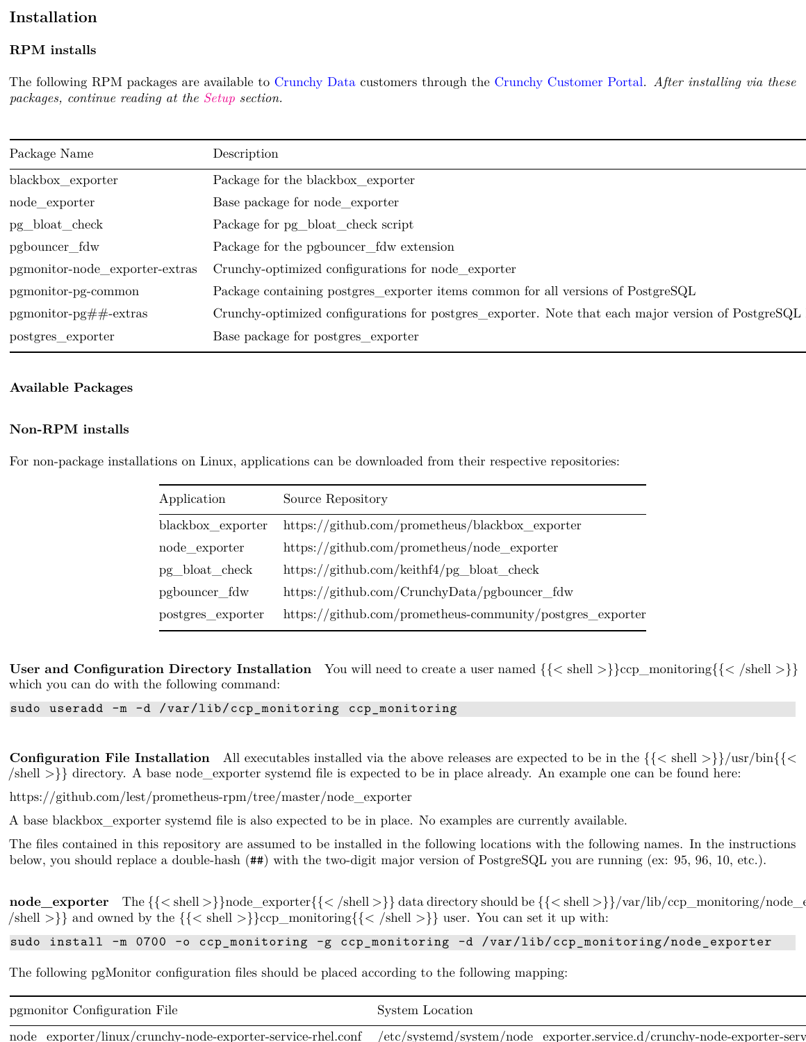## Installation

### RPM installs

The following RPM packages are available to Crunchy Data customers through the Crunchy Customer Portal. *After installing via these packages, continue reading at the Setup section.*

| Package Name | Description |
|---|---|
| blackbox_exporter | Package for the blackbox_exporter |
| node_exporter | Base package for node_exporter |
| pg_bloat_check | Package for pg_bloat_check script |
| pgbouncer_fdw | Package for the pgbouncer_fdw extension |
| pgmonitor-node_exporter-extras | Crunchy-optimized configurations for node_exporter |
| pgmonitor-pg-common | Package containing postgres_exporter items common for all versions of PostgreSQL |
| pgmonitor-pg##-extras | Crunchy-optimized configurations for postgres_exporter. Note that each major version of PostgreSQL |
| postgres_exporter | Base package for postgres_exporter |

#### Available Packages

### Non-RPM installs

For non-package installations on Linux, applications can be downloaded from their respective repositories:

| Application | Source Repository |
|---|---|
| blackbox_exporter | https://github.com/prometheus/blackbox_exporter |
| node_exporter | https://github.com/prometheus/node_exporter |
| pg_bloat_check | https://github.com/keithf4/pg_bloat_check |
| pgbouncer_fdw | https://github.com/CrunchyData/pgbouncer_fdw |
| postgres_exporter | https://github.com/prometheus-community/postgres_exporter |

**User and Configuration Directory Installation** You will need to create a user named {{< shell >}}ccp_monitoring{{< /shell >}} which you can do with the following command:

```
sudo useradd -m -d /var/lib/ccp_monitoring ccp_monitoring
```

**Configuration File Installation** All executables installed via the above releases are expected to be in the {{< shell >}}/usr/bin{{< /shell >}} directory. A base node_exporter systemd file is expected to be in place already. An example one can be found here:

https://github.com/lest/prometheus-rpm/tree/master/node_exporter

A base blackbox_exporter systemd file is also expected to be in place. No examples are currently available.

The files contained in this repository are assumed to be installed in the following locations with the following names. In the instructions below, you should replace a double-hash (##) with the two-digit major version of PostgreSQL you are running (ex: 95, 96, 10, etc.).

**node_exporter** The {{< shell >}}node_exporter{{< /shell >}} data directory should be {{< shell >}}/var/lib/ccp_monitoring/node_e /shell >}} and owned by the {{< shell >}}ccp_monitoring{{< /shell >}} user. You can set it up with:

```
sudo install -m 0700 -o ccp_monitoring -g ccp_monitoring -d /var/lib/ccp_monitoring/node_exporter
```

The following pgMonitor configuration files should be placed according to the following mapping:

| pgmonitor Configuration File | System Location |
|---|---|
| node_exporter/linux/crunchy-node-exporter-service-rhel.conf | /etc/systemd/system/node_exporter.service.d/crunchy-node-exporter-serv |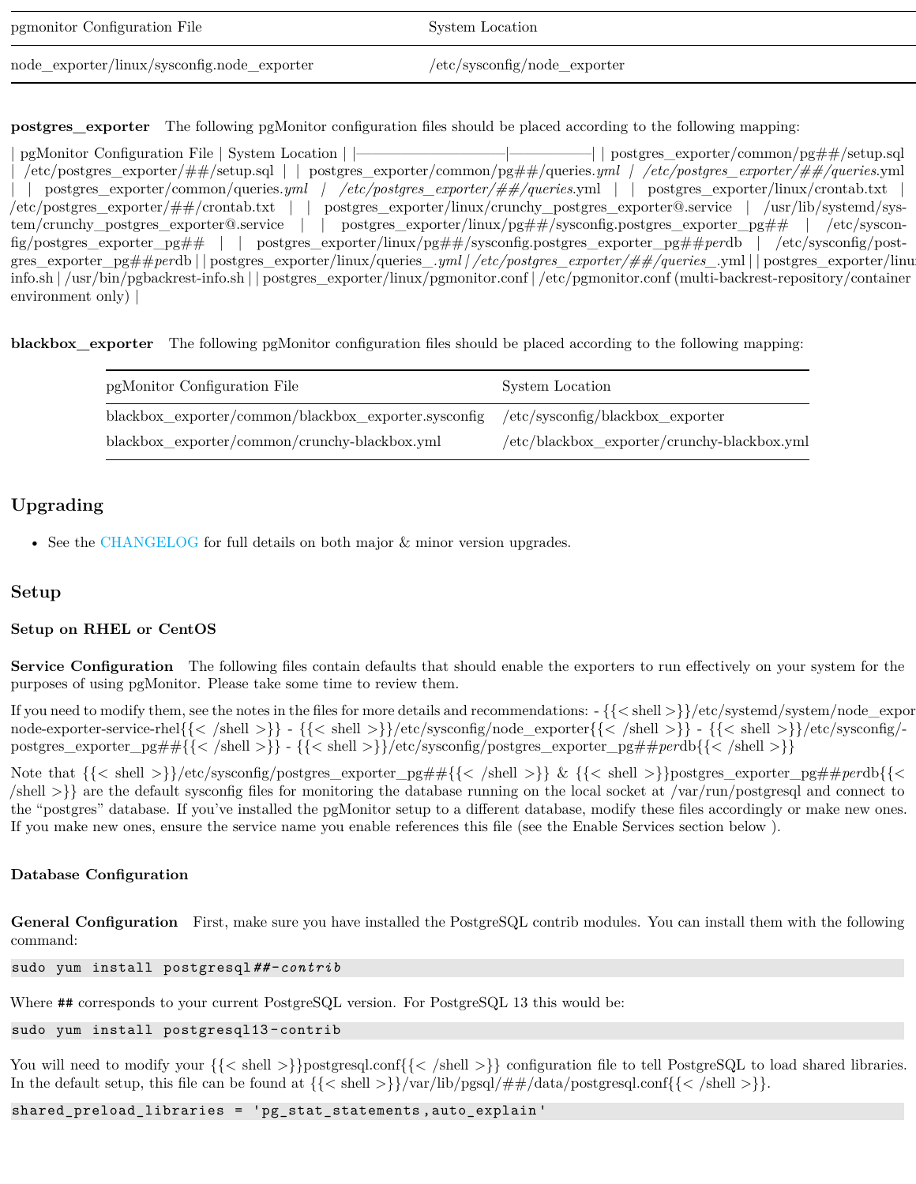| pgmonitor Configuration File | System Location |
|---|---|
| node_exporter/linux/sysconfig.node_exporter | /etc/sysconfig/node_exporter |

**postgres_exporter** The following pgMonitor configuration files should be placed according to the following mapping:

| pgMonitor Configuration File | System Location |
|---|---|
| postgres_exporter/common/pg##/setup.sql | /etc/postgres_exporter/##/setup.sql |
| postgres_exporter/common/pg##/queries.yml | /etc/postgres_exporter/##/queries.yml |
| postgres_exporter/common/queries.yml | /etc/postgres_exporter/##/queries.yml |
| postgres_exporter/linux/crontab.txt | /etc/postgres_exporter/##/crontab.txt |
| postgres_exporter/linux/crunchy_postgres_exporter@.service | /usr/lib/systemd/system/crunchy_postgres_exporter@.service |
| postgres_exporter/linux/pg##/sysconfig.postgres_exporter_pg## | /etc/sysconfig/postgres_exporter_pg## |
| postgres_exporter/linux/pg##/sysconfig.postgres_exporter_pg##perdb | /etc/sysconfig/postgres_exporter_pg##perdb |
| postgres_exporter/linux/queries_.yml | /etc/postgres_exporter/##/queries_.yml |
| postgres_exporter/linux/pgbackrest-info.sh | /usr/bin/pgbackrest-info.sh |
| postgres_exporter/linux/pgmonitor.conf | /etc/pgmonitor.conf (multi-backrest-repository/container environment only) |

**blackbox_exporter** The following pgMonitor configuration files should be placed according to the following mapping:

| pgMonitor Configuration File | System Location |
|---|---|
| blackbox_exporter/common/blackbox_exporter.sysconfig | /etc/sysconfig/blackbox_exporter |
| blackbox_exporter/common/crunchy-blackbox.yml | /etc/blackbox_exporter/crunchy-blackbox.yml |

## Upgrading

- See the CHANGELOG for full details on both major & minor version upgrades.

## Setup

### Setup on RHEL or CentOS

**Service Configuration** The following files contain defaults that should enable the exporters to run effectively on your system for the purposes of using pgMonitor. Please take some time to review them.

If you need to modify them, see the notes in the files for more details and recommendations: - {{< shell >}}/etc/systemd/system/node_expor... node-exporter-service-rhel{{< /shell >}} - {{< shell >}}/etc/sysconfig/node_exporter{{< /shell >}} - {{< shell >}}/etc/sysconfig/postgres_exporter_pg##{{< /shell >}} - {{< shell >}}/etc/sysconfig/postgres_exporter_pg##perdb{{< /shell >}}

Note that {{< shell >}}/etc/sysconfig/postgres_exporter_pg##{{< /shell >}} & {{< shell >}}postgres_exporter_pg##perdb{{< /shell >}} are the default sysconfig files for monitoring the database running on the local socket at /var/run/postgresql and connect to the "postgres" database. If you've installed the pgMonitor setup to a different database, modify these files accordingly or make new ones. If you make new ones, ensure the service name you enable references this file (see the Enable Services section below ).

#### Database Configuration

**General Configuration** First, make sure you have installed the PostgreSQL contrib modules. You can install them with the following command:

```
sudo yum install postgresql##-contrib
```

Where `##` corresponds to your current PostgreSQL version. For PostgreSQL 13 this would be:

```
sudo yum install postgresql13-contrib
```

You will need to modify your {{< shell >}}postgresql.conf{{< /shell >}} configuration file to tell PostgreSQL to load shared libraries. In the default setup, this file can be found at {{< shell >}}/var/lib/pgsql/##/data/postgresql.conf{{< /shell >}}.

```
shared_preload_libraries = 'pg_stat_statements,auto_explain'
```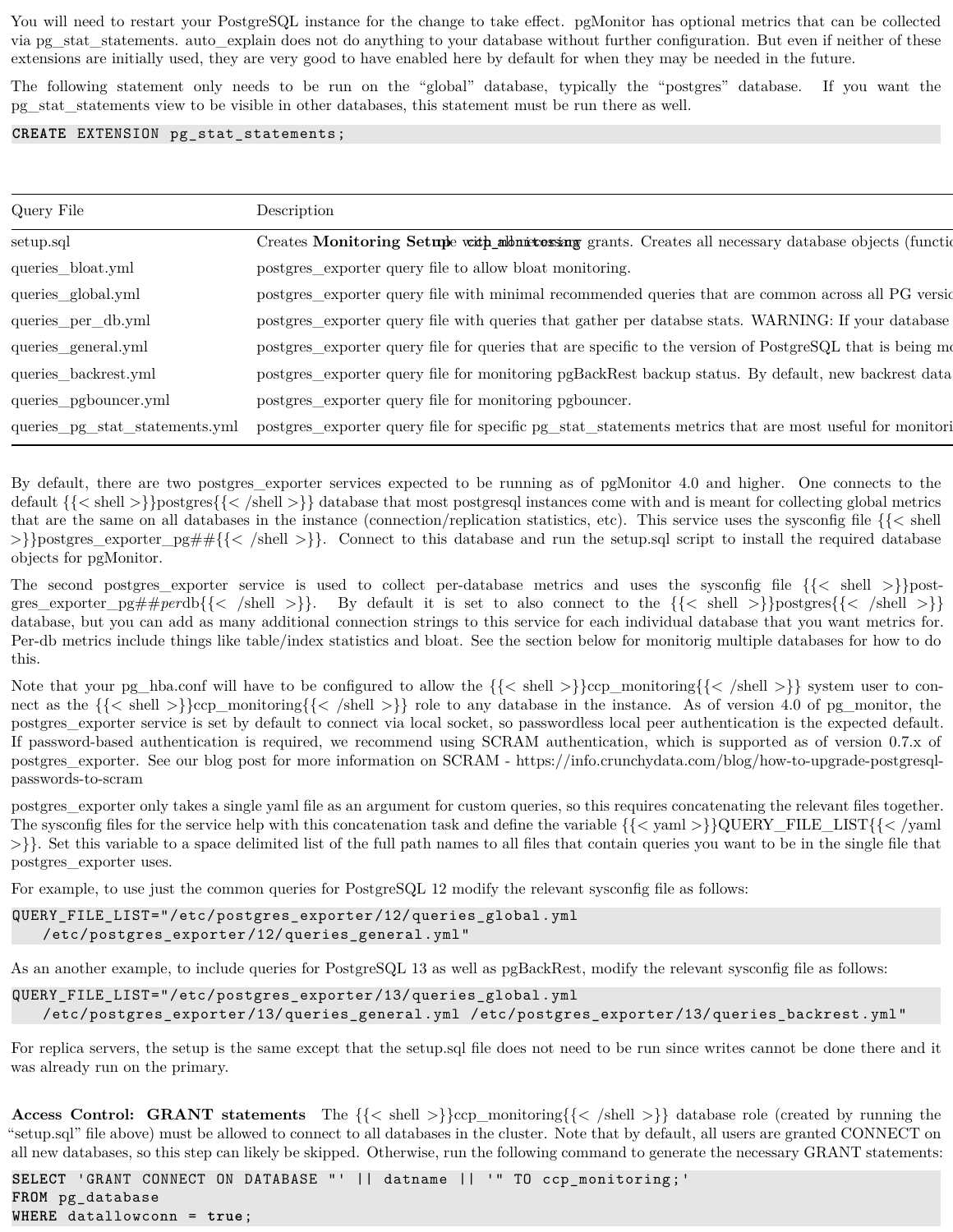You will need to restart your PostgreSQL instance for the change to take effect. pgMonitor has optional metrics that can be collected via pg_stat_statements. auto_explain does not do anything to your database without further configuration. But even if neither of these extensions are initially used, they are very good to have enabled here by default for when they may be needed in the future.

The following statement only needs to be run on the "global" database, typically the "postgres" database. If you want the pg_stat_statements view to be visible in other databases, this statement must be run there as well.

```
CREATE EXTENSION pg_stat_statements;
```

| Query File | Description |
| --- | --- |
| setup.sql | Creates **Monitoring Setup** ccp_monitoring grants. Creates all necessary database objects (functio |
| queries_bloat.yml | postgres_exporter query file to allow bloat monitoring. |
| queries_global.yml | postgres_exporter query file with minimal recommended queries that are common across all PG versio |
| queries_per_db.yml | postgres_exporter query file with queries that gather per databse stats. WARNING: If your database |
| queries_general.yml | postgres_exporter query file for queries that are specific to the version of PostgreSQL that is being mo |
| queries_backrest.yml | postgres_exporter query file for monitoring pgBackRest backup status. By default, new backrest data |
| queries_pgbouncer.yml | postgres_exporter query file for monitoring pgbouncer. |
| queries_pg_stat_statements.yml | postgres_exporter query file for specific pg_stat_statements metrics that are most useful for monitori |

By default, there are two postgres_exporter services expected to be running as of pgMonitor 4.0 and higher. One connects to the default {{< shell >}}postgres{{< /shell >}} database that most postgresql instances come with and is meant for collecting global metrics that are the same on all databases in the instance (connection/replication statistics, etc). This service uses the sysconfig file {{< shell >}}postgres_exporter_pg##{{< /shell >}}. Connect to this database and run the setup.sql script to install the required database objects for pgMonitor.

The second postgres_exporter service is used to collect per-database metrics and uses the sysconfig file {{< shell >}}postgres_exporter_pg##*per*db{{< /shell >}}. By default it is set to also connect to the {{< shell >}}postgres{{< /shell >}} database, but you can add as many additional connection strings to this service for each individual database that you want metrics for. Per-db metrics include things like table/index statistics and bloat. See the section below for monitorig multiple databases for how to do this.

Note that your pg_hba.conf will have to be configured to allow the {{< shell >}}ccp_monitoring{{< /shell >}} system user to connect as the {{< shell >}}ccp_monitoring{{< /shell >}} role to any database in the instance. As of version 4.0 of pg_monitor, the postgres_exporter service is set by default to connect via local socket, so passwordless local peer authentication is the expected default. If password-based authentication is required, we recommend using SCRAM authentication, which is supported as of version 0.7.x of postgres_exporter. See our blog post for more information on SCRAM - https://info.crunchydata.com/blog/how-to-upgrade-postgresql-passwords-to-scram

postgres_exporter only takes a single yaml file as an argument for custom queries, so this requires concatenating the relevant files together. The sysconfig files for the service help with this concatenation task and define the variable {{< yaml >}}QUERY_FILE_LIST{{< /yaml >}}. Set this variable to a space delimited list of the full path names to all files that contain queries you want to be in the single file that postgres_exporter uses.

For example, to use just the common queries for PostgreSQL 12 modify the relevant sysconfig file as follows:

```
QUERY_FILE_LIST="/etc/postgres_exporter/12/queries_global.yml
    /etc/postgres_exporter/12/queries_general.yml"
```

As an another example, to include queries for PostgreSQL 13 as well as pgBackRest, modify the relevant sysconfig file as follows:

```
QUERY_FILE_LIST="/etc/postgres_exporter/13/queries_global.yml
    /etc/postgres_exporter/13/queries_general.yml /etc/postgres_exporter/13/queries_backrest.yml"
```

For replica servers, the setup is the same except that the setup.sql file does not need to be run since writes cannot be done there and it was already run on the primary.

**Access Control: GRANT statements** The {{< shell >}}ccp_monitoring{{< /shell >}} database role (created by running the "setup.sql" file above) must be allowed to connect to all databases in the cluster. Note that by default, all users are granted CONNECT on all new databases, so this step can likely be skipped. Otherwise, run the following command to generate the necessary GRANT statements:

```
SELECT 'GRANT CONNECT ON DATABASE "' || datname || '" TO ccp_monitoring;'
FROM pg_database
WHERE datallowconn = true;
```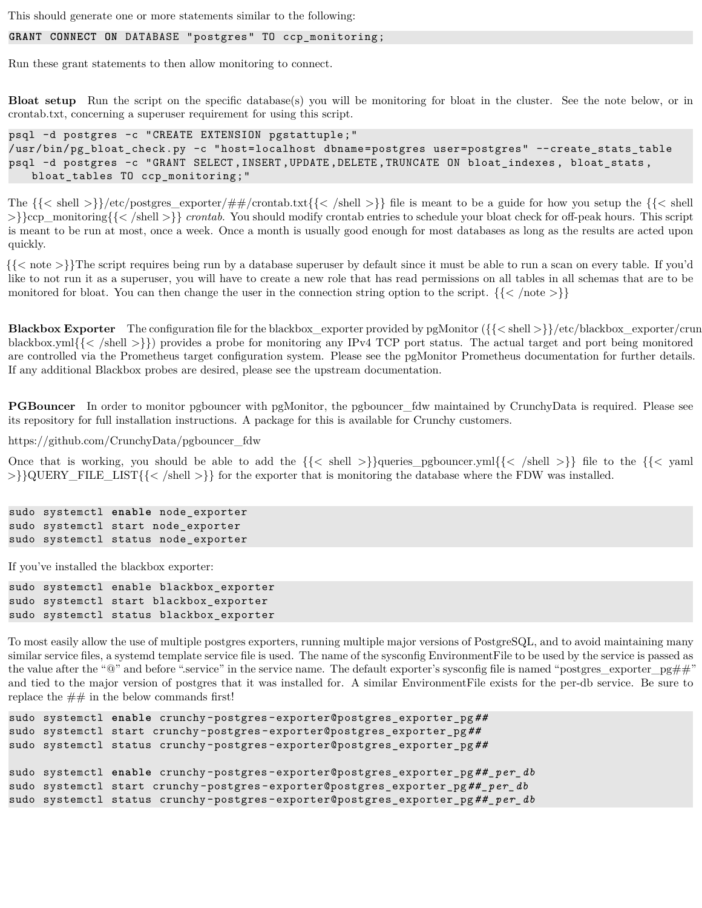This should generate one or more statements similar to the following:

```
GRANT CONNECT ON DATABASE "postgres" TO ccp_monitoring;
```

Run these grant statements to then allow monitoring to connect.

**Bloat setup** Run the script on the specific database(s) you will be monitoring for bloat in the cluster. See the note below, or in crontab.txt, concerning a superuser requirement for using this script.

```
psql -d postgres -c "CREATE EXTENSION pgstattuple;"
/usr/bin/pg_bloat_check.py -c "host=localhost dbname=postgres user=postgres" --create_stats_table
psql -d postgres -c "GRANT SELECT,INSERT,UPDATE,DELETE,TRUNCATE ON bloat_indexes, bloat_stats,
    bloat_tables TO ccp_monitoring;"
```

The {{< shell >}}/etc/postgres_exporter/##/crontab.txt{{< /shell >}} file is meant to be a guide for how you setup the {{< shell >}}ccp_monitoring{{< /shell >}} *crontab*. You should modify crontab entries to schedule your bloat check for off-peak hours. This script is meant to be run at most, once a week. Once a month is usually good enough for most databases as long as the results are acted upon quickly.

{{< note >}}The script requires being run by a database superuser by default since it must be able to run a scan on every table. If you'd like to not run it as a superuser, you will have to create a new role that has read permissions on all tables in all schemas that are to be monitored for bloat. You can then change the user in the connection string option to the script. {{< /note >}}

**Blackbox Exporter** The configuration file for the blackbox_exporter provided by pgMonitor ({{< shell >}}/etc/blackbox_exporter/crun blackbox.yml{{< /shell >}}) provides a probe for monitoring any IPv4 TCP port status. The actual target and port being monitored are controlled via the Prometheus target configuration system. Please see the pgMonitor Prometheus documentation for further details. If any additional Blackbox probes are desired, please see the upstream documentation.

**PGBouncer** In order to monitor pgbouncer with pgMonitor, the pgbouncer_fdw maintained by CrunchyData is required. Please see its repository for full installation instructions. A package for this is available for Crunchy customers.

https://github.com/CrunchyData/pgbouncer_fdw

Once that is working, you should be able to add the {{< shell >}}queries_pgbouncer.yml{{< /shell >}} file to the {{< yaml >}}QUERY_FILE_LIST{{< /shell >}} for the exporter that is monitoring the database where the FDW was installed.

```
sudo systemctl enable node_exporter
sudo systemctl start node_exporter
sudo systemctl status node_exporter
```

If you've installed the blackbox exporter:

```
sudo systemctl enable blackbox_exporter
sudo systemctl start blackbox_exporter
sudo systemctl status blackbox_exporter
```

To most easily allow the use of multiple postgres exporters, running multiple major versions of PostgreSQL, and to avoid maintaining many similar service files, a systemd template service file is used. The name of the sysconfig EnvironmentFile to be used by the service is passed as the value after the "@" and before ".service" in the service name. The default exporter's sysconfig file is named "postgres_exporter_pg##" and tied to the major version of postgres that it was installed for. A similar EnvironmentFile exists for the per-db service. Be sure to replace the ## in the below commands first!

```
sudo systemctl enable crunchy-postgres-exporter@postgres_exporter_pg##
sudo systemctl start crunchy-postgres-exporter@postgres_exporter_pg##
sudo systemctl status crunchy-postgres-exporter@postgres_exporter_pg##

sudo systemctl enable crunchy-postgres-exporter@postgres_exporter_pg##_per_db
sudo systemctl start crunchy-postgres-exporter@postgres_exporter_pg##_per_db
sudo systemctl status crunchy-postgres-exporter@postgres_exporter_pg##_per_db
```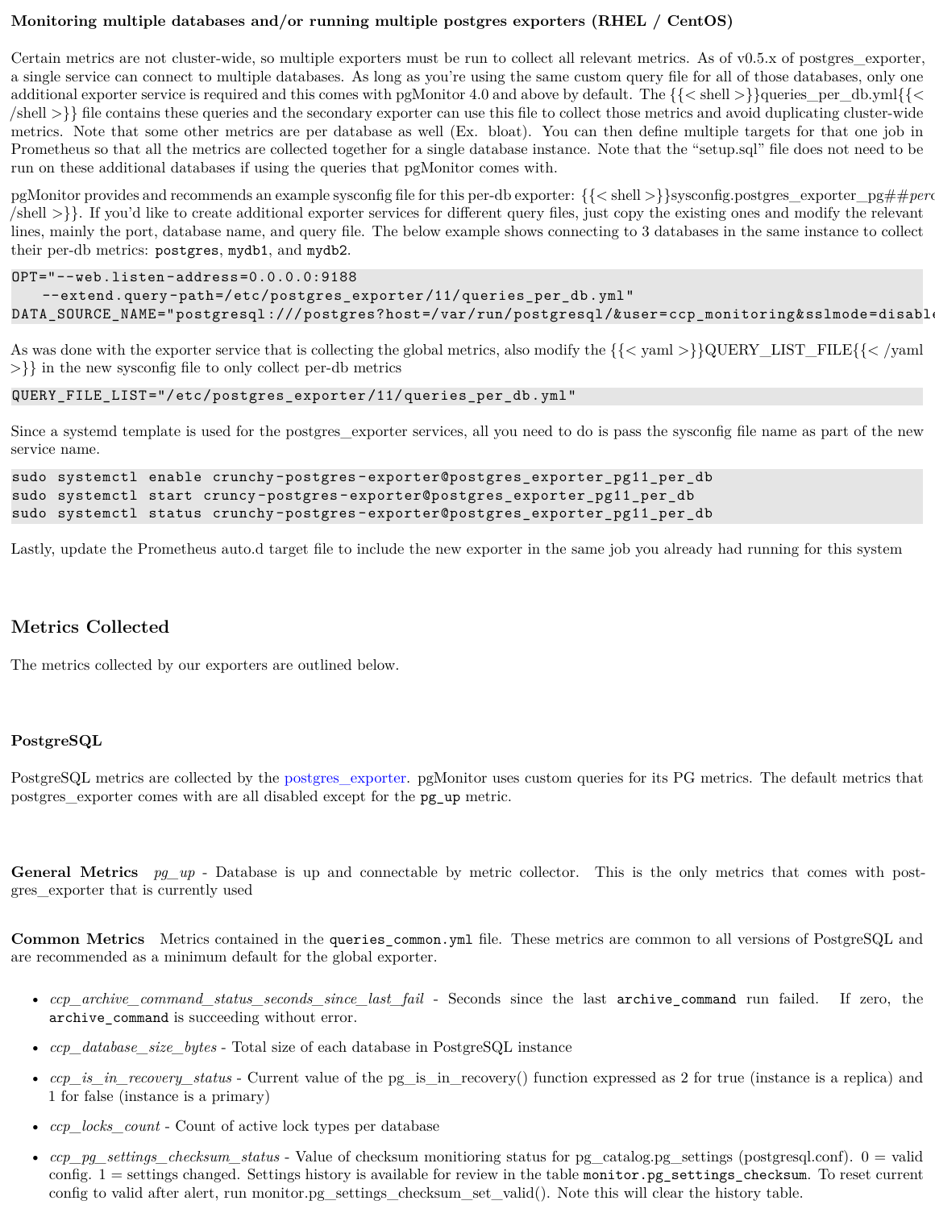**Monitoring multiple databases and/or running multiple postgres exporters (RHEL / CentOS)**

Certain metrics are not cluster-wide, so multiple exporters must be run to collect all relevant metrics. As of v0.5.x of postgres_exporter, a single service can connect to multiple databases. As long as you're using the same custom query file for all of those databases, only one additional exporter service is required and this comes with pgMonitor 4.0 and above by default. The {{< shell >}}queries_per_db.yml{{< /shell >}} file contains these queries and the secondary exporter can use this file to collect those metrics and avoid duplicating cluster-wide metrics. Note that some other metrics are per database as well (Ex. bloat). You can then define multiple targets for that one job in Prometheus so that all the metrics are collected together for a single database instance. Note that the "setup.sql" file does not need to be run on these additional databases if using the queries that pgMonitor comes with.

pgMonitor provides and recommends an example sysconfig file for this per-db exporter: {{< shell >}}sysconfig.postgres_exporter_pg##_per_db{{< /shell >}}. If you'd like to create additional exporter services for different query files, just copy the existing ones and modify the relevant lines, mainly the port, database name, and query file. The below example shows connecting to 3 databases in the same instance to collect their per-db metrics: `postgres`, `mydb1`, and `mydb2`.

```
OPT="--web.listen-address=0.0.0.0:9188
   --extend.query-path=/etc/postgres_exporter/11/queries_per_db.yml"
DATA_SOURCE_NAME="postgresql:///postgres?host=/var/run/postgresql/&user=ccp_monitoring&sslmode=disable
```

As was done with the exporter service that is collecting the global metrics, also modify the {{< yaml >}}QUERY_LIST_FILE{{< /yaml >}} in the new sysconfig file to only collect per-db metrics

```
QUERY_FILE_LIST="/etc/postgres_exporter/11/queries_per_db.yml"
```

Since a systemd template is used for the postgres_exporter services, all you need to do is pass the sysconfig file name as part of the new service name.

```
sudo systemctl enable crunchy-postgres-exporter@postgres_exporter_pg11_per_db
sudo systemctl start cruncy-postgres-exporter@postgres_exporter_pg11_per_db
sudo systemctl status crunchy-postgres-exporter@postgres_exporter_pg11_per_db
```

Lastly, update the Prometheus auto.d target file to include the new exporter in the same job you already had running for this system

## Metrics Collected

The metrics collected by our exporters are outlined below.

### PostgreSQL

PostgreSQL metrics are collected by the postgres_exporter. pgMonitor uses custom queries for its PG metrics. The default metrics that postgres_exporter comes with are all disabled except for the `pg_up` metric.

**General Metrics** *pg_up* - Database is up and connectable by metric collector. This is the only metrics that comes with postgres_exporter that is currently used

**Common Metrics** Metrics contained in the `queries_common.yml` file. These metrics are common to all versions of PostgreSQL and are recommended as a minimum default for the global exporter.

- *ccp_archive_command_status_seconds_since_last_fail* - Seconds since the last `archive_command` run failed. If zero, the `archive_command` is succeeding without error.
- *ccp_database_size_bytes* - Total size of each database in PostgreSQL instance
- *ccp_is_in_recovery_status* - Current value of the pg_is_in_recovery() function expressed as 2 for true (instance is a replica) and 1 for false (instance is a primary)
- *ccp_locks_count* - Count of active lock types per database
- *ccp_pg_settings_checksum_status* - Value of checksum monitioring status for pg_catalog.pg_settings (postgresql.conf). 0 = valid config. 1 = settings changed. Settings history is available for review in the table `monitor.pg_settings_checksum`. To reset current config to valid after alert, run monitor.pg_settings_checksum_set_valid(). Note this will clear the history table.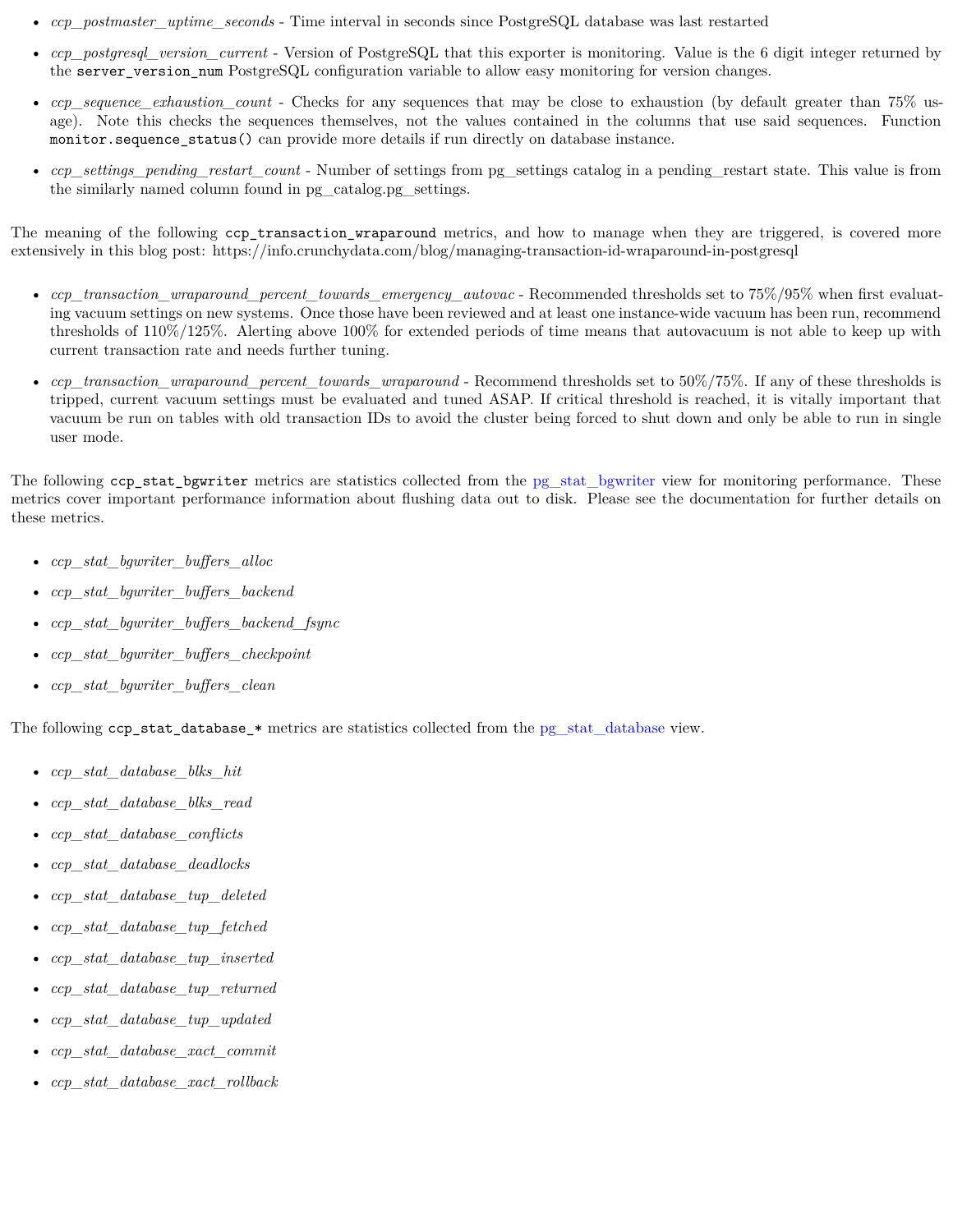- *ccp_postmaster_uptime_seconds* - Time interval in seconds since PostgreSQL database was last restarted

- *ccp_postgresql_version_current* - Version of PostgreSQL that this exporter is monitoring. Value is the 6 digit integer returned by the `server_version_num` PostgreSQL configuration variable to allow easy monitoring for version changes.

- *ccp_sequence_exhaustion_count* - Checks for any sequences that may be close to exhaustion (by default greater than 75% usage). Note this checks the sequences themselves, not the values contained in the columns that use said sequences. Function `monitor.sequence_status()` can provide more details if run directly on database instance.

- *ccp_settings_pending_restart_count* - Number of settings from pg_settings catalog in a pending_restart state. This value is from the similarly named column found in pg_catalog.pg_settings.

The meaning of the following `ccp_transaction_wraparound` metrics, and how to manage when they are triggered, is covered more extensively in this blog post: https://info.crunchydata.com/blog/managing-transaction-id-wraparound-in-postgresql

- *ccp_transaction_wraparound_percent_towards_emergency_autovac* - Recommended thresholds set to 75%/95% when first evaluating vacuum settings on new systems. Once those have been reviewed and at least one instance-wide vacuum has been run, recommend thresholds of 110%/125%. Alerting above 100% for extended periods of time means that autovacuum is not able to keep up with current transaction rate and needs further tuning.

- *ccp_transaction_wraparound_percent_towards_wraparound* - Recommend thresholds set to 50%/75%. If any of these thresholds is tripped, current vacuum settings must be evaluated and tuned ASAP. If critical threshold is reached, it is vitally important that vacuum be run on tables with old transaction IDs to avoid the cluster being forced to shut down and only be able to run in single user mode.

The following `ccp_stat_bgwriter` metrics are statistics collected from the pg_stat_bgwriter view for monitoring performance. These metrics cover important performance information about flushing data out to disk. Please see the documentation for further details on these metrics.

- *ccp_stat_bgwriter_buffers_alloc*
- *ccp_stat_bgwriter_buffers_backend*
- *ccp_stat_bgwriter_buffers_backend_fsync*
- *ccp_stat_bgwriter_buffers_checkpoint*
- *ccp_stat_bgwriter_buffers_clean*

The following `ccp_stat_database_*` metrics are statistics collected from the pg_stat_database view.

- *ccp_stat_database_blks_hit*
- *ccp_stat_database_blks_read*
- *ccp_stat_database_conflicts*
- *ccp_stat_database_deadlocks*
- *ccp_stat_database_tup_deleted*
- *ccp_stat_database_tup_fetched*
- *ccp_stat_database_tup_inserted*
- *ccp_stat_database_tup_returned*
- *ccp_stat_database_tup_updated*
- *ccp_stat_database_xact_commit*
- *ccp_stat_database_xact_rollback*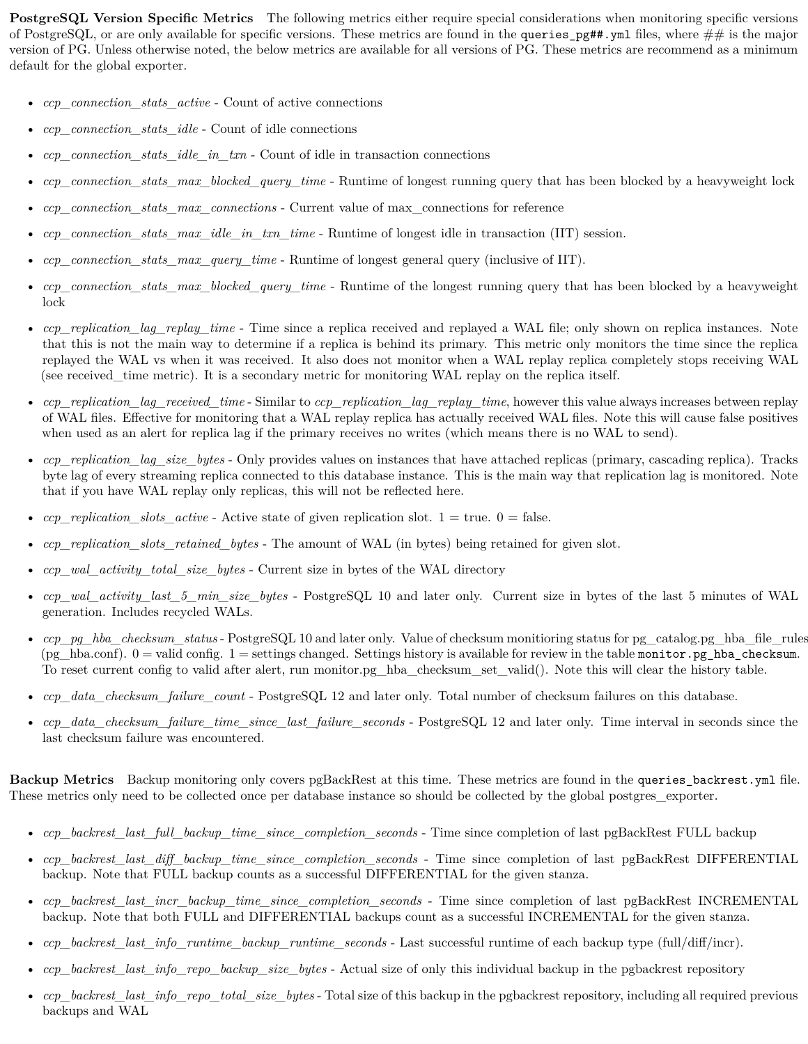**PostgreSQL Version Specific Metrics** The following metrics either require special considerations when monitoring specific versions of PostgreSQL, or are only available for specific versions. These metrics are found in the `queries_pg##.yml` files, where ## is the major version of PG. Unless otherwise noted, the below metrics are available for all versions of PG. These metrics are recommend as a minimum default for the global exporter.

- *ccp_connection_stats_active* - Count of active connections
- *ccp_connection_stats_idle* - Count of idle connections
- *ccp_connection_stats_idle_in_txn* - Count of idle in transaction connections
- *ccp_connection_stats_max_blocked_query_time* - Runtime of longest running query that has been blocked by a heavyweight lock
- *ccp_connection_stats_max_connections* - Current value of max_connections for reference
- *ccp_connection_stats_max_idle_in_txn_time* - Runtime of longest idle in transaction (IIT) session.
- *ccp_connection_stats_max_query_time* - Runtime of longest general query (inclusive of IIT).
- *ccp_connection_stats_max_blocked_query_time* - Runtime of the longest running query that has been blocked by a heavyweight lock
- *ccp_replication_lag_replay_time* - Time since a replica received and replayed a WAL file; only shown on replica instances. Note that this is not the main way to determine if a replica is behind its primary. This metric only monitors the time since the replica replayed the WAL vs when it was received. It also does not monitor when a WAL replay replica completely stops receiving WAL (see received_time metric). It is a secondary metric for monitoring WAL replay on the replica itself.
- *ccp_replication_lag_received_time* - Similar to *ccp_replication_lag_replay_time*, however this value always increases between replay of WAL files. Effective for monitoring that a WAL replay replica has actually received WAL files. Note this will cause false positives when used as an alert for replica lag if the primary receives no writes (which means there is no WAL to send).
- *ccp_replication_lag_size_bytes* - Only provides values on instances that have attached replicas (primary, cascading replica). Tracks byte lag of every streaming replica connected to this database instance. This is the main way that replication lag is monitored. Note that if you have WAL replay only replicas, this will not be reflected here.
- *ccp_replication_slots_active* - Active state of given replication slot. 1 = true. 0 = false.
- *ccp_replication_slots_retained_bytes* - The amount of WAL (in bytes) being retained for given slot.
- *ccp_wal_activity_total_size_bytes* - Current size in bytes of the WAL directory
- *ccp_wal_activity_last_5_min_size_bytes* - PostgreSQL 10 and later only. Current size in bytes of the last 5 minutes of WAL generation. Includes recycled WALs.
- *ccp_pg_hba_checksum_status* - PostgreSQL 10 and later only. Value of checksum monitioring status for pg_catalog.pg_hba_file_rules (pg_hba.conf). 0 = valid config. 1 = settings changed. Settings history is available for review in the table `monitor.pg_hba_checksum`. To reset current config to valid after alert, run monitor.pg_hba_checksum_set_valid(). Note this will clear the history table.
- *ccp_data_checksum_failure_count* - PostgreSQL 12 and later only. Total number of checksum failures on this database.
- *ccp_data_checksum_failure_time_since_last_failure_seconds* - PostgreSQL 12 and later only. Time interval in seconds since the last checksum failure was encountered.

**Backup Metrics** Backup monitoring only covers pgBackRest at this time. These metrics are found in the `queries_backrest.yml` file. These metrics only need to be collected once per database instance so should be collected by the global postgres_exporter.

- *ccp_backrest_last_full_backup_time_since_completion_seconds* - Time since completion of last pgBackRest FULL backup
- *ccp_backrest_last_diff_backup_time_since_completion_seconds* - Time since completion of last pgBackRest DIFFERENTIAL backup. Note that FULL backup counts as a successful DIFFERENTIAL for the given stanza.
- *ccp_backrest_last_incr_backup_time_since_completion_seconds* - Time since completion of last pgBackRest INCREMENTAL backup. Note that both FULL and DIFFERENTIAL backups count as a successful INCREMENTAL for the given stanza.
- *ccp_backrest_last_info_runtime_backup_runtime_seconds* - Last successful runtime of each backup type (full/diff/incr).
- *ccp_backrest_last_info_repo_backup_size_bytes* - Actual size of only this individual backup in the pgbackrest repository
- *ccp_backrest_last_info_repo_total_size_bytes* - Total size of this backup in the pgbackrest repository, including all required previous backups and WAL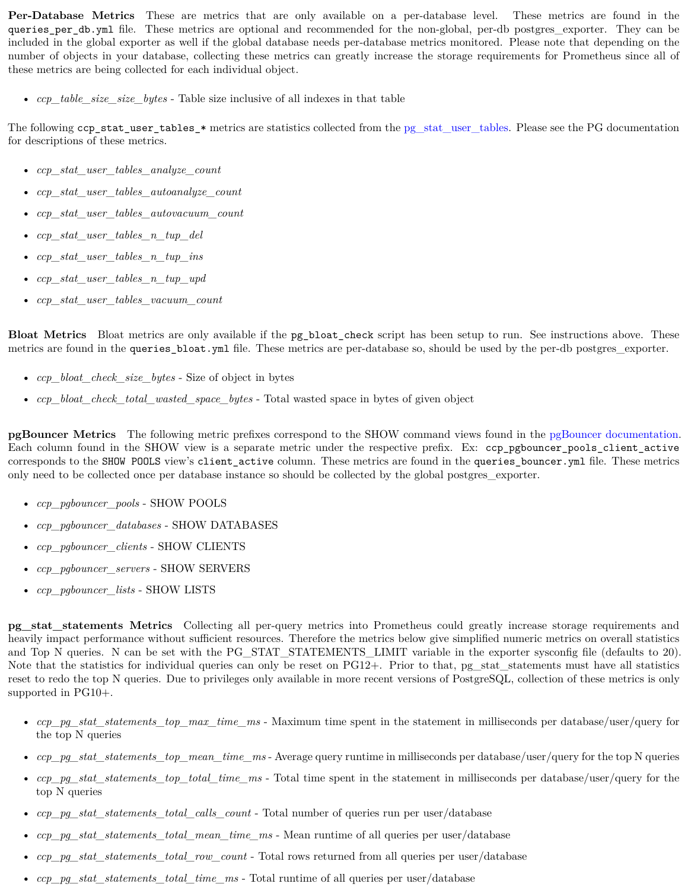**Per-Database Metrics** These are metrics that are only available on a per-database level. These metrics are found in the `queries_per_db.yml` file. These metrics are optional and recommended for the non-global, per-db postgres_exporter. They can be included in the global exporter as well if the global database needs per-database metrics monitored. Please note that depending on the number of objects in your database, collecting these metrics can greatly increase the storage requirements for Prometheus since all of these metrics are being collected for each individual object.

- *ccp_table_size_size_bytes* - Table size inclusive of all indexes in that table

The following `ccp_stat_user_tables_*` metrics are statistics collected from the pg_stat_user_tables. Please see the PG documentation for descriptions of these metrics.

- *ccp_stat_user_tables_analyze_count*
- *ccp_stat_user_tables_autoanalyze_count*
- *ccp_stat_user_tables_autovacuum_count*
- *ccp_stat_user_tables_n_tup_del*
- *ccp_stat_user_tables_n_tup_ins*
- *ccp_stat_user_tables_n_tup_upd*
- *ccp_stat_user_tables_vacuum_count*

**Bloat Metrics** Bloat metrics are only available if the `pg_bloat_check` script has been setup to run. See instructions above. These metrics are found in the `queries_bloat.yml` file. These metrics are per-database so, should be used by the per-db postgres_exporter.

- *ccp_bloat_check_size_bytes* - Size of object in bytes
- *ccp_bloat_check_total_wasted_space_bytes* - Total wasted space in bytes of given object

**pgBouncer Metrics** The following metric prefixes correspond to the SHOW command views found in the pgBouncer documentation. Each column found in the SHOW view is a separate metric under the respective prefix. Ex: `ccp_pgbouncer_pools_client_active` corresponds to the `SHOW POOLS` view's `client_active` column. These metrics are found in the `queries_bouncer.yml` file. These metrics only need to be collected once per database instance so should be collected by the global postgres_exporter.

- *ccp_pgbouncer_pools* - SHOW POOLS
- *ccp_pgbouncer_databases* - SHOW DATABASES
- *ccp_pgbouncer_clients* - SHOW CLIENTS
- *ccp_pgbouncer_servers* - SHOW SERVERS
- *ccp_pgbouncer_lists* - SHOW LISTS

**pg_stat_statements Metrics** Collecting all per-query metrics into Prometheus could greatly increase storage requirements and heavily impact performance without sufficient resources. Therefore the metrics below give simplified numeric metrics on overall statistics and Top N queries. N can be set with the PG_STAT_STATEMENTS_LIMIT variable in the exporter sysconfig file (defaults to 20). Note that the statistics for individual queries can only be reset on PG12+. Prior to that, pg_stat_statements must have all statistics reset to redo the top N queries. Due to privileges only available in more recent versions of PostgreSQL, collection of these metrics is only supported in PG10+.

- *ccp_pg_stat_statements_top_max_time_ms* - Maximum time spent in the statement in milliseconds per database/user/query for the top N queries
- *ccp_pg_stat_statements_top_mean_time_ms* - Average query runtime in milliseconds per database/user/query for the top N queries
- *ccp_pg_stat_statements_top_total_time_ms* - Total time spent in the statement in milliseconds per database/user/query for the top N queries
- *ccp_pg_stat_statements_total_calls_count* - Total number of queries run per user/database
- *ccp_pg_stat_statements_total_mean_time_ms* - Mean runtime of all queries per user/database
- *ccp_pg_stat_statements_total_row_count* - Total rows returned from all queries per user/database
- *ccp_pg_stat_statements_total_time_ms* - Total runtime of all queries per user/database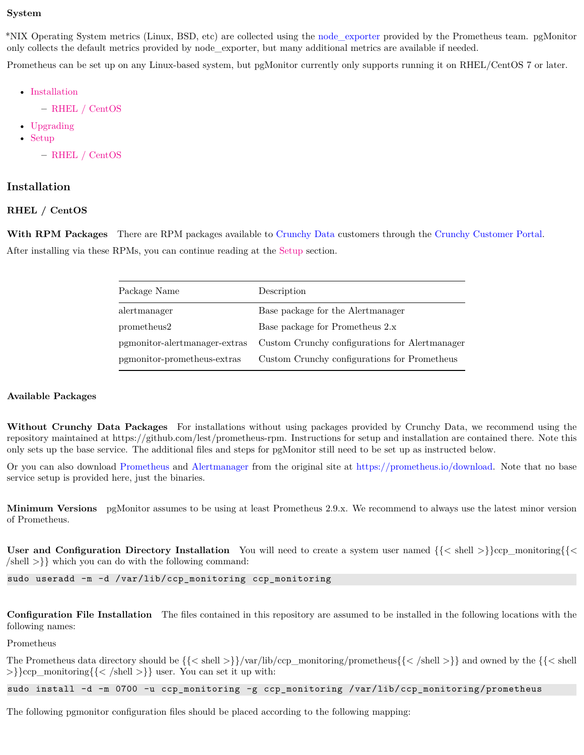### System

*NIX Operating System metrics (Linux, BSD, etc) are collected using the node_exporter provided by the Prometheus team. pgMonitor only collects the default metrics provided by node_exporter, but many additional metrics are available if needed.

Prometheus can be set up on any Linux-based system, but pgMonitor currently only supports running it on RHEL/CentOS 7 or later.

- Installation
  - RHEL / CentOS
- Upgrading
- Setup
  - RHEL / CentOS

## Installation

### RHEL / CentOS

**With RPM Packages** There are RPM packages available to Crunchy Data customers through the Crunchy Customer Portal.

After installing via these RPMs, you can continue reading at the Setup section.

| Package Name | Description |
|---|---|
| alertmanager | Base package for the Alertmanager |
| prometheus2 | Base package for Prometheus 2.x |
| pgmonitor-alertmanager-extras | Custom Crunchy configurations for Alertmanager |
| pgmonitor-prometheus-extras | Custom Crunchy configurations for Prometheus |

**Available Packages**

**Without Crunchy Data Packages** For installations without using packages provided by Crunchy Data, we recommend using the repository maintained at https://github.com/lest/prometheus-rpm. Instructions for setup and installation are contained there. Note this only sets up the base service. The additional files and steps for pgMonitor still need to be set up as instructed below.

Or you can also download Prometheus and Alertmanager from the original site at https://prometheus.io/download. Note that no base service setup is provided here, just the binaries.

**Minimum Versions** pgMonitor assumes to be using at least Prometheus 2.9.x. We recommend to always use the latest minor version of Prometheus.

**User and Configuration Directory Installation** You will need to create a system user named {{< shell >}}ccp_monitoring{{< /shell >}} which you can do with the following command:

```
sudo useradd -m -d /var/lib/ccp_monitoring ccp_monitoring
```

**Configuration File Installation** The files contained in this repository are assumed to be installed in the following locations with the following names:

Prometheus

The Prometheus data directory should be {{< shell >}}/var/lib/ccp_monitoring/prometheus{{< /shell >}} and owned by the {{< shell >}}ccp_monitoring{{< /shell >}} user. You can set it up with:

```
sudo install -d -m 0700 -u ccp_monitoring -g ccp_monitoring /var/lib/ccp_monitoring/prometheus
```

The following pgmonitor configuration files should be placed according to the following mapping: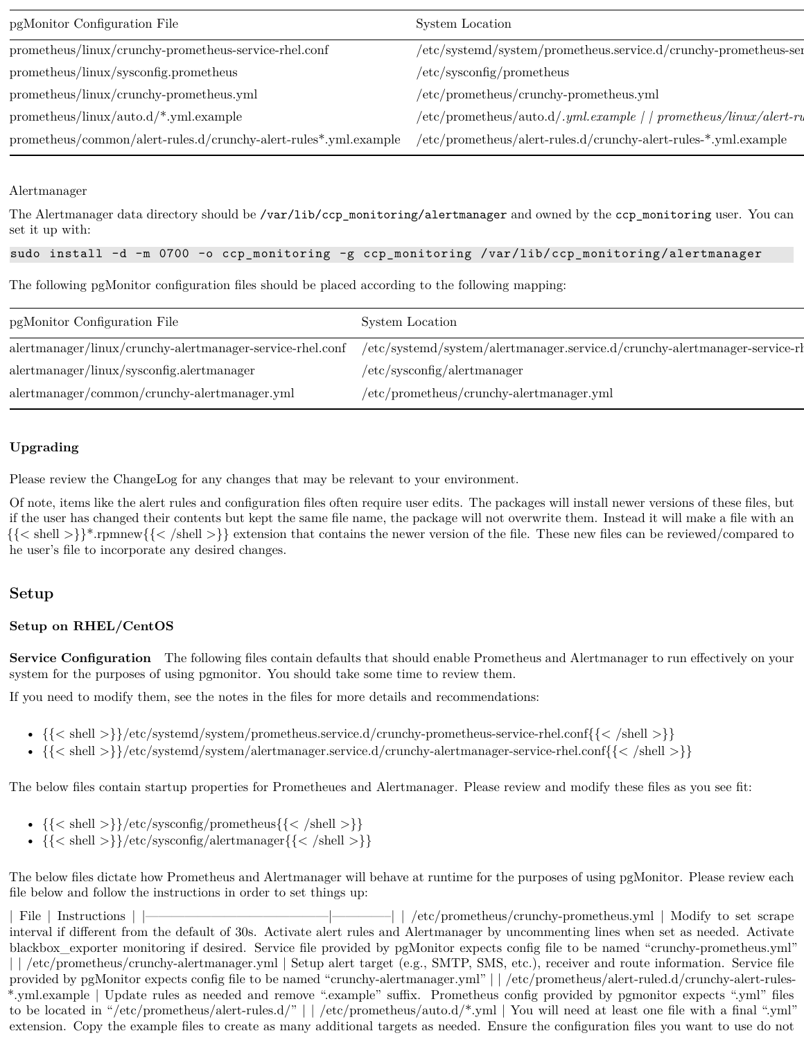| pgMonitor Configuration File | System Location |
| --- | --- |
| prometheus/linux/crunchy-prometheus-service-rhel.conf | /etc/systemd/system/prometheus.service.d/crunchy-prometheus-ser |
| prometheus/linux/sysconfig.prometheus | /etc/sysconfig/prometheus |
| prometheus/linux/crunchy-prometheus.yml | /etc/prometheus/crunchy-prometheus.yml |
| prometheus/linux/auto.d/*.yml.example | /etc/prometheus/auto.d/*.yml.example* \| \| *prometheus/linux/alert-ru |
| prometheus/common/alert-rules.d/crunchy-alert-rules*.yml.example | /etc/prometheus/alert-rules.d/crunchy-alert-rules-*.yml.example |

Alertmanager

The Alertmanager data directory should be `/var/lib/ccp_monitoring/alertmanager` and owned by the `ccp_monitoring` user. You can set it up with:

```
sudo install -d -m 0700 -o ccp_monitoring -g ccp_monitoring /var/lib/ccp_monitoring/alertmanager
```

The following pgMonitor configuration files should be placed according to the following mapping:

| pgMonitor Configuration File | System Location |
| --- | --- |
| alertmanager/linux/crunchy-alertmanager-service-rhel.conf | /etc/systemd/system/alertmanager.service.d/crunchy-alertmanager-service-rh |
| alertmanager/linux/sysconfig.alertmanager | /etc/sysconfig/alertmanager |
| alertmanager/common/crunchy-alertmanager.yml | /etc/prometheus/crunchy-alertmanager.yml |

### Upgrading

Please review the ChangeLog for any changes that may be relevant to your environment.

Of note, items like the alert rules and configuration files often require user edits. The packages will install newer versions of these files, but if the user has changed their contents but kept the same file name, the package will not overwrite them. Instead it will make a file with an {{< shell >}}*.rpmnew{{< /shell >}} extension that contains the newer version of the file. These new files can be reviewed/compared to he user's file to incorporate any desired changes.

## Setup

### Setup on RHEL/CentOS

**Service Configuration** The following files contain defaults that should enable Prometheus and Alertmanager to run effectively on your system for the purposes of using pgmonitor. You should take some time to review them.

If you need to modify them, see the notes in the files for more details and recommendations:

- {{< shell >}}/etc/systemd/system/prometheus.service.d/crunchy-prometheus-service-rhel.conf{{< /shell >}}
- {{< shell >}}/etc/systemd/system/alertmanager.service.d/crunchy-alertmanager-service-rhel.conf{{< /shell >}}

The below files contain startup properties for Prometheues and Alertmanager. Please review and modify these files as you see fit:

- {{< shell >}}/etc/sysconfig/prometheus{{< /shell >}}
- {{< shell >}}/etc/sysconfig/alertmanager{{< /shell >}}

The below files dictate how Prometheus and Alertmanager will behave at runtime for the purposes of using pgMonitor. Please review each file below and follow the instructions in order to set things up:

| File | Instructions | |——————————————|————–| | /etc/prometheus/crunchy-prometheus.yml | Modify to set scrape interval if different from the default of 30s. Activate alert rules and Alertmanager by uncommenting lines when set as needed. Activate blackbox_exporter monitoring if desired. Service file provided by pgMonitor expects config file to be named "crunchy-prometheus.yml" | | /etc/prometheus/crunchy-alertmanager.yml | Setup alert target (e.g., SMTP, SMS, etc.), receiver and route information. Service file provided by pgMonitor expects config file to be named "crunchy-alertmanager.yml" | | /etc/prometheus/alert-ruled.d/crunchy-alert-rules-*.yml.example | Update rules as needed and remove ".example" suffix. Prometheus config provided by pgmonitor expects ".yml" files to be located in "/etc/prometheus/alert-rules.d/" | | /etc/prometheus/auto.d/*.yml | You will need at least one file with a final ".yml" extension. Copy the example files to create as many additional targets as needed. Ensure the configuration files you want to use do not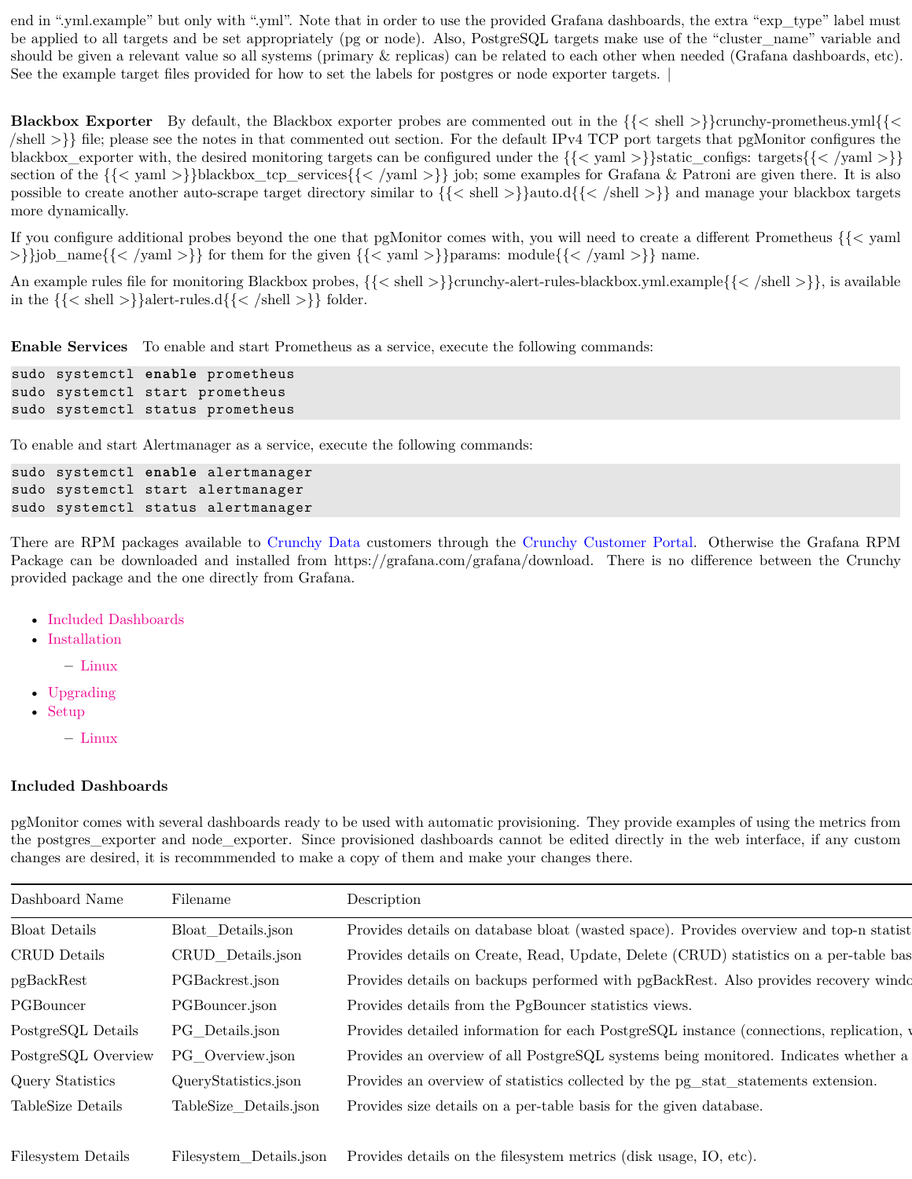end in ".yml.example" but only with ".yml". Note that in order to use the provided Grafana dashboards, the extra "exp_type" label must be applied to all targets and be set appropriately (pg or node). Also, PostgreSQL targets make use of the "cluster_name" variable and should be given a relevant value so all systems (primary & replicas) can be related to each other when needed (Grafana dashboards, etc). See the example target files provided for how to set the labels for postgres or node exporter targets. |

**Blackbox Exporter** By default, the Blackbox exporter probes are commented out in the {{< shell >}}crunchy-prometheus.yml{{< /shell >}} file; please see the notes in that commented out section. For the default IPv4 TCP port targets that pgMonitor configures the blackbox_exporter with, the desired monitoring targets can be configured under the {{< yaml >}}static_configs: targets{{< /yaml >}} section of the {{< yaml >}}blackbox_tcp_services{{< /yaml >}} job; some examples for Grafana & Patroni are given there. It is also possible to create another auto-scrape target directory similar to {{< shell >}}auto.d{{< /shell >}} and manage your blackbox targets more dynamically.

If you configure additional probes beyond the one that pgMonitor comes with, you will need to create a different Prometheus {{< yaml >}}job_name{{< /yaml >}} for them for the given {{< yaml >}}params: module{{< /yaml >}} name.

An example rules file for monitoring Blackbox probes, {{< shell >}}crunchy-alert-rules-blackbox.yml.example{{< /shell >}}, is available in the {{< shell >}}alert-rules.d{{< /shell >}} folder.

**Enable Services** To enable and start Prometheus as a service, execute the following commands:

```
sudo systemctl enable prometheus
sudo systemctl start prometheus
sudo systemctl status prometheus
```

To enable and start Alertmanager as a service, execute the following commands:

```
sudo systemctl enable alertmanager
sudo systemctl start alertmanager
sudo systemctl status alertmanager
```

There are RPM packages available to Crunchy Data customers through the Crunchy Customer Portal. Otherwise the Grafana RPM Package can be downloaded and installed from https://grafana.com/grafana/download. There is no difference between the Crunchy provided package and the one directly from Grafana.

- Included Dashboards
- Installation
  - Linux
- Upgrading
- Setup
  - Linux

### Included Dashboards

pgMonitor comes with several dashboards ready to be used with automatic provisioning. They provide examples of using the metrics from the postgres_exporter and node_exporter. Since provisioned dashboards cannot be edited directly in the web interface, if any custom changes are desired, it is recommmended to make a copy of them and make your changes there.

| Dashboard Name | Filename | Description |
|---|---|---|
| Bloat Details | Bloat_Details.json | Provides details on database bloat (wasted space). Provides overview and top-n statist |
| CRUD Details | CRUD_Details.json | Provides details on Create, Read, Update, Delete (CRUD) statistics on a per-table bas |
| pgBackRest | PGBackrest.json | Provides details on backups performed with pgBackRest. Also provides recovery windo |
| PGBouncer | PGBouncer.json | Provides details from the PgBouncer statistics views. |
| PostgreSQL Details | PG_Details.json | Provides detailed information for each PostgreSQL instance (connections, replication, v |
| PostgreSQL Overview | PG_Overview.json | Provides an overview of all PostgreSQL systems being monitored. Indicates whether a |
| Query Statistics | QueryStatistics.json | Provides an overview of statistics collected by the pg_stat_statements extension. |
| TableSize Details | TableSize_Details.json | Provides size details on a per-table basis for the given database. |
| | | |
| Filesystem Details | Filesystem_Details.json | Provides details on the filesystem metrics (disk usage, IO, etc). |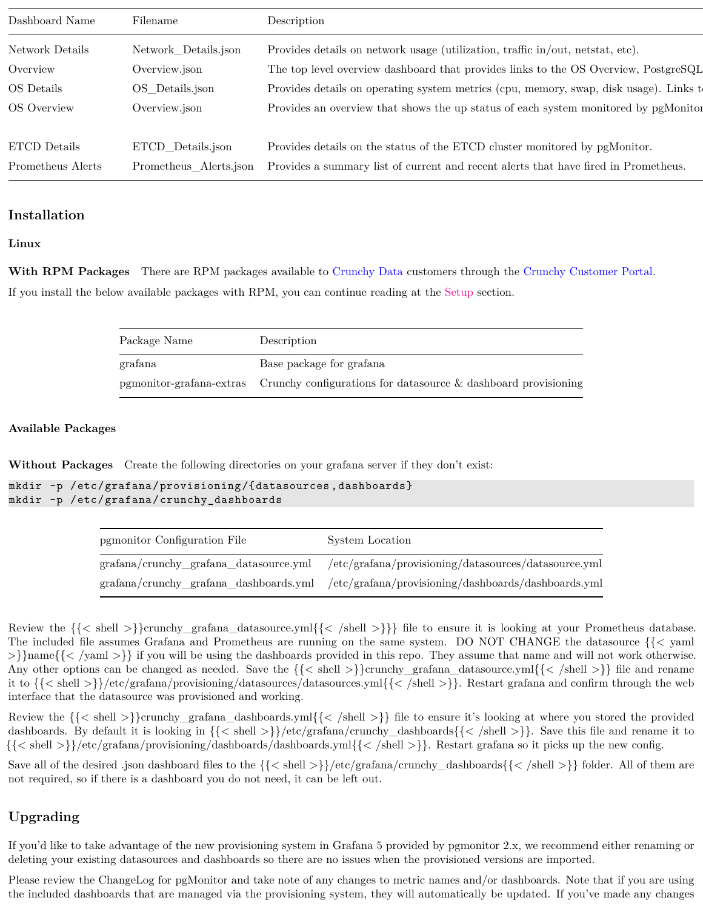| Dashboard Name | Filename | Description |
|---|---|---|
| Network Details | Network_Details.json | Provides details on network usage (utilization, traffic in/out, netstat, etc). |
| Overview | Overview.json | The top level overview dashboard that provides links to the OS Overview, PostgreSQL |
| OS Details | OS_Details.json | Provides details on operating system metrics (cpu, memory, swap, disk usage). Links t |
| OS Overview | Overview.json | Provides an overview that shows the up status of each system monitored by pgMonitor |
| ETCD Details | ETCD_Details.json | Provides details on the status of the ETCD cluster monitored by pgMonitor. |
| Prometheus Alerts | Prometheus_Alerts.json | Provides a summary list of current and recent alerts that have fired in Prometheus. |

## Installation

### Linux

**With RPM Packages** There are RPM packages available to Crunchy Data customers through the Crunchy Customer Portal.

If you install the below available packages with RPM, you can continue reading at the Setup section.

| Package Name | Description |
|---|---|
| grafana | Base package for grafana |
| pgmonitor-grafana-extras | Crunchy configurations for datasource & dashboard provisioning |

**Available Packages**

**Without Packages** Create the following directories on your grafana server if they don't exist:

```
mkdir -p /etc/grafana/provisioning/{datasources,dashboards}
mkdir -p /etc/grafana/crunchy_dashboards
```

| pgmonitor Configuration File | System Location |
|---|---|
| grafana/crunchy_grafana_datasource.yml | /etc/grafana/provisioning/datasources/datasource.yml |
| grafana/crunchy_grafana_dashboards.yml | /etc/grafana/provisioning/dashboards/dashboards.yml |

Review the {{< shell >}}crunchy_grafana_datasource.yml{{< /shell >}}} file to ensure it is looking at your Prometheus database. The included file assumes Grafana and Prometheus are running on the same system. DO NOT CHANGE the datasource {{< yaml >}}name{{< /yaml >}} if you will be using the dashboards provided in this repo. They assume that name and will not work otherwise. Any other options can be changed as needed. Save the {{< shell >}}crunchy_grafana_datasource.yml{{< /shell >}} file and rename it to {{< shell >}}/etc/grafana/provisioning/datasources/datasources.yml{{< /shell >}}. Restart grafana and confirm through the web interface that the datasource was provisioned and working.

Review the {{< shell >}}crunchy_grafana_dashboards.yml{{< /shell >}} file to ensure it's looking at where you stored the provided dashboards. By default it is looking in {{< shell >}}/etc/grafana/crunchy_dashboards{{< /shell >}}. Save this file and rename it to {{< shell >}}/etc/grafana/provisioning/dashboards/dashboards.yml{{< /shell >}}. Restart grafana so it picks up the new config.

Save all of the desired .json dashboard files to the {{< shell >}}/etc/grafana/crunchy_dashboards{{< /shell >}} folder. All of them are not required, so if there is a dashboard you do not need, it can be left out.

## Upgrading

If you'd like to take advantage of the new provisioning system in Grafana 5 provided by pgmonitor 2.x, we recommend either renaming or deleting your existing datasources and dashboards so there are no issues when the provisioned versions are imported.

Please review the ChangeLog for pgMonitor and take note of any changes to metric names and/or dashboards. Note that if you are using the included dashboards that are managed via the provisioning system, they will automatically be updated. If you've made any changes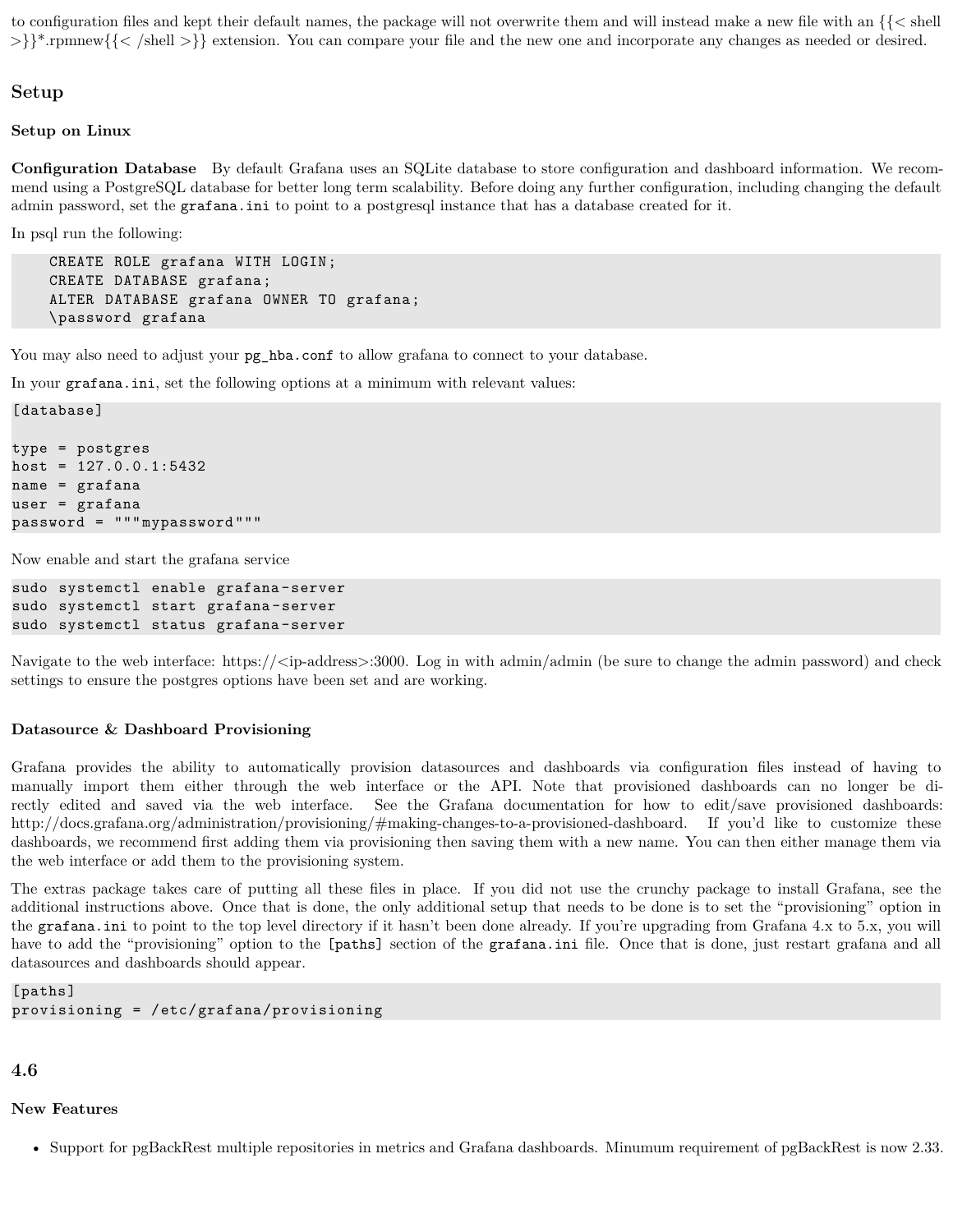to configuration files and kept their default names, the package will not overwrite them and will instead make a new file with an {{< shell >}}*.rpmnew{{< /shell >}} extension. You can compare your file and the new one and incorporate any changes as needed or desired.

## Setup

### Setup on Linux

**Configuration Database** By default Grafana uses an SQLite database to store configuration and dashboard information. We recommend using a PostgreSQL database for better long term scalability. Before doing any further configuration, including changing the default admin password, set the `grafana.ini` to point to a postgresql instance that has a database created for it.

In psql run the following:

```
CREATE ROLE grafana WITH LOGIN;
CREATE DATABASE grafana;
ALTER DATABASE grafana OWNER TO grafana;
\password grafana
```

You may also need to adjust your `pg_hba.conf` to allow grafana to connect to your database.

In your `grafana.ini`, set the following options at a minimum with relevant values:

```
[database]

type = postgres
host = 127.0.0.1:5432
name = grafana
user = grafana
password = """mypassword"""
```

Now enable and start the grafana service

```
sudo systemctl enable grafana-server
sudo systemctl start grafana-server
sudo systemctl status grafana-server
```

Navigate to the web interface: https://<ip-address>:3000. Log in with admin/admin (be sure to change the admin password) and check settings to ensure the postgres options have been set and are working.

### Datasource & Dashboard Provisioning

Grafana provides the ability to automatically provision datasources and dashboards via configuration files instead of having to manually import them either through the web interface or the API. Note that provisioned dashboards can no longer be directly edited and saved via the web interface. See the Grafana documentation for how to edit/save provisioned dashboards: http://docs.grafana.org/administration/provisioning/#making-changes-to-a-provisioned-dashboard. If you'd like to customize these dashboards, we recommend first adding them via provisioning then saving them with a new name. You can then either manage them via the web interface or add them to the provisioning system.

The extras package takes care of putting all these files in place. If you did not use the crunchy package to install Grafana, see the additional instructions above. Once that is done, the only additional setup that needs to be done is to set the "provisioning" option in the `grafana.ini` to point to the top level directory if it hasn't been done already. If you're upgrading from Grafana 4.x to 5.x, you will have to add the "provisioning" option to the `[paths]` section of the `grafana.ini` file. Once that is done, just restart grafana and all datasources and dashboards should appear.

```
[paths]
provisioning = /etc/grafana/provisioning
```

## 4.6

### New Features

- Support for pgBackRest multiple repositories in metrics and Grafana dashboards. Minumum requirement of pgBackRest is now 2.33.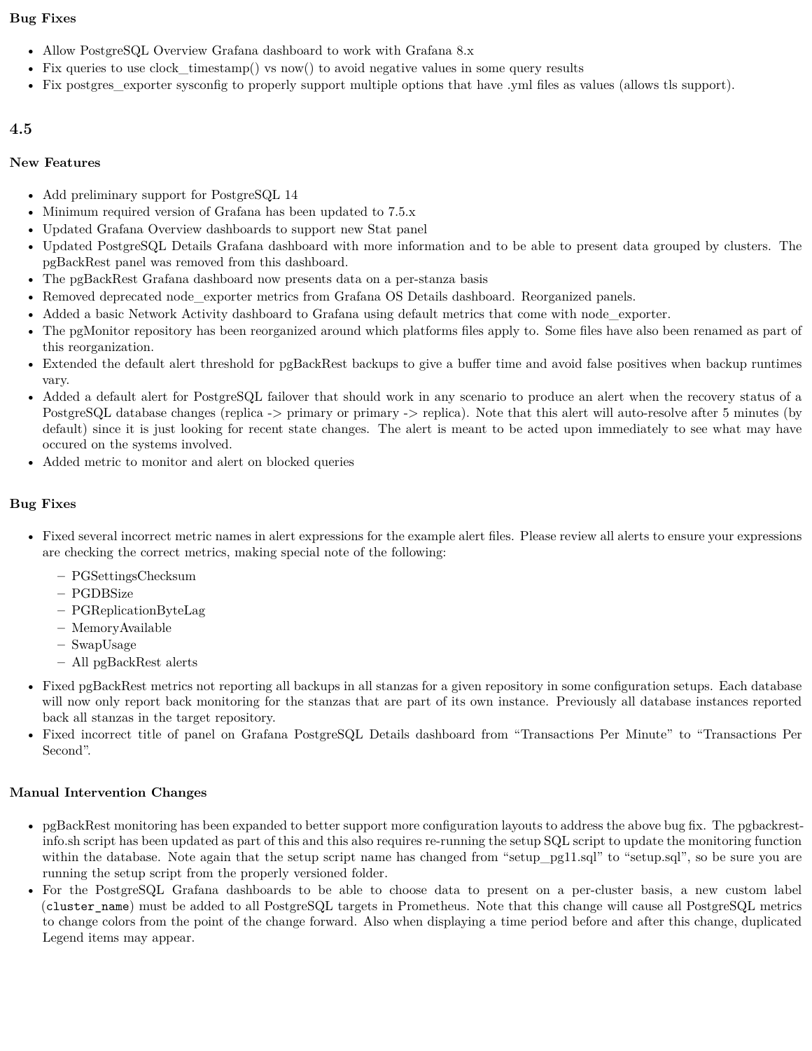### Bug Fixes

- Allow PostgreSQL Overview Grafana dashboard to work with Grafana 8.x
- Fix queries to use clock_timestamp() vs now() to avoid negative values in some query results
- Fix postgres_exporter sysconfig to properly support multiple options that have .yml files as values (allows tls support).

## 4.5

### New Features

- Add preliminary support for PostgreSQL 14
- Minimum required version of Grafana has been updated to 7.5.x
- Updated Grafana Overview dashboards to support new Stat panel
- Updated PostgreSQL Details Grafana dashboard with more information and to be able to present data grouped by clusters. The pgBackRest panel was removed from this dashboard.
- The pgBackRest Grafana dashboard now presents data on a per-stanza basis
- Removed deprecated node_exporter metrics from Grafana OS Details dashboard. Reorganized panels.
- Added a basic Network Activity dashboard to Grafana using default metrics that come with node_exporter.
- The pgMonitor repository has been reorganized around which platforms files apply to. Some files have also been renamed as part of this reorganization.
- Extended the default alert threshold for pgBackRest backups to give a buffer time and avoid false positives when backup runtimes vary.
- Added a default alert for PostgreSQL failover that should work in any scenario to produce an alert when the recovery status of a PostgreSQL database changes (replica -> primary or primary -> replica). Note that this alert will auto-resolve after 5 minutes (by default) since it is just looking for recent state changes. The alert is meant to be acted upon immediately to see what may have occured on the systems involved.
- Added metric to monitor and alert on blocked queries

### Bug Fixes

- Fixed several incorrect metric names in alert expressions for the example alert files. Please review all alerts to ensure your expressions are checking the correct metrics, making special note of the following:
  - PGSettingsChecksum
  - PGDBSize
  - PGReplicationByteLag
  - MemoryAvailable
  - SwapUsage
  - All pgBackRest alerts
- Fixed pgBackRest metrics not reporting all backups in all stanzas for a given repository in some configuration setups. Each database will now only report back monitoring for the stanzas that are part of its own instance. Previously all database instances reported back all stanzas in the target repository.
- Fixed incorrect title of panel on Grafana PostgreSQL Details dashboard from "Transactions Per Minute" to "Transactions Per Second".

### Manual Intervention Changes

- pgBackRest monitoring has been expanded to better support more configuration layouts to address the above bug fix. The pgbackrest-info.sh script has been updated as part of this and this also requires re-running the setup SQL script to update the monitoring function within the database. Note again that the setup script name has changed from "setup_pg11.sql" to "setup.sql", so be sure you are running the setup script from the properly versioned folder.
- For the PostgreSQL Grafana dashboards to be able to choose data to present on a per-cluster basis, a new custom label (`cluster_name`) must be added to all PostgreSQL targets in Prometheus. Note that this change will cause all PostgreSQL metrics to change colors from the point of the change forward. Also when displaying a time period before and after this change, duplicated Legend items may appear.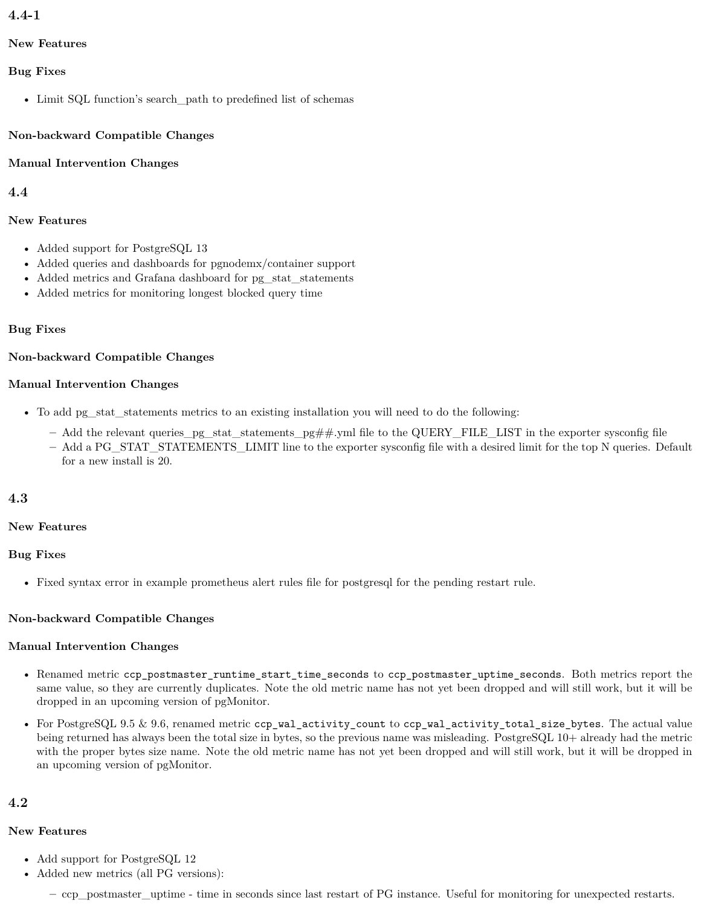### 4.4-1

#### New Features

#### Bug Fixes

- Limit SQL function's search_path to predefined list of schemas

#### Non-backward Compatible Changes

#### Manual Intervention Changes

### 4.4

#### New Features

- Added support for PostgreSQL 13
- Added queries and dashboards for pgnodemx/container support
- Added metrics and Grafana dashboard for pg_stat_statements
- Added metrics for monitoring longest blocked query time

#### Bug Fixes

#### Non-backward Compatible Changes

#### Manual Intervention Changes

- To add pg_stat_statements metrics to an existing installation you will need to do the following:
  - Add the relevant queries_pg_stat_statements_pg##.yml file to the QUERY_FILE_LIST in the exporter sysconfig file
  - Add a PG_STAT_STATEMENTS_LIMIT line to the exporter sysconfig file with a desired limit for the top N queries. Default for a new install is 20.

### 4.3

#### New Features

#### Bug Fixes

- Fixed syntax error in example prometheus alert rules file for postgresql for the pending restart rule.

#### Non-backward Compatible Changes

#### Manual Intervention Changes

- Renamed metric `ccp_postmaster_runtime_start_time_seconds` to `ccp_postmaster_uptime_seconds`. Both metrics report the same value, so they are currently duplicates. Note the old metric name has not yet been dropped and will still work, but it will be dropped in an upcoming version of pgMonitor.
- For PostgreSQL 9.5 & 9.6, renamed metric `ccp_wal_activity_count` to `ccp_wal_activity_total_size_bytes`. The actual value being returned has always been the total size in bytes, so the previous name was misleading. PostgreSQL 10+ already had the metric with the proper bytes size name. Note the old metric name has not yet been dropped and will still work, but it will be dropped in an upcoming version of pgMonitor.

### 4.2

#### New Features

- Add support for PostgreSQL 12
- Added new metrics (all PG versions):
  - ccp_postmaster_uptime - time in seconds since last restart of PG instance. Useful for monitoring for unexpected restarts.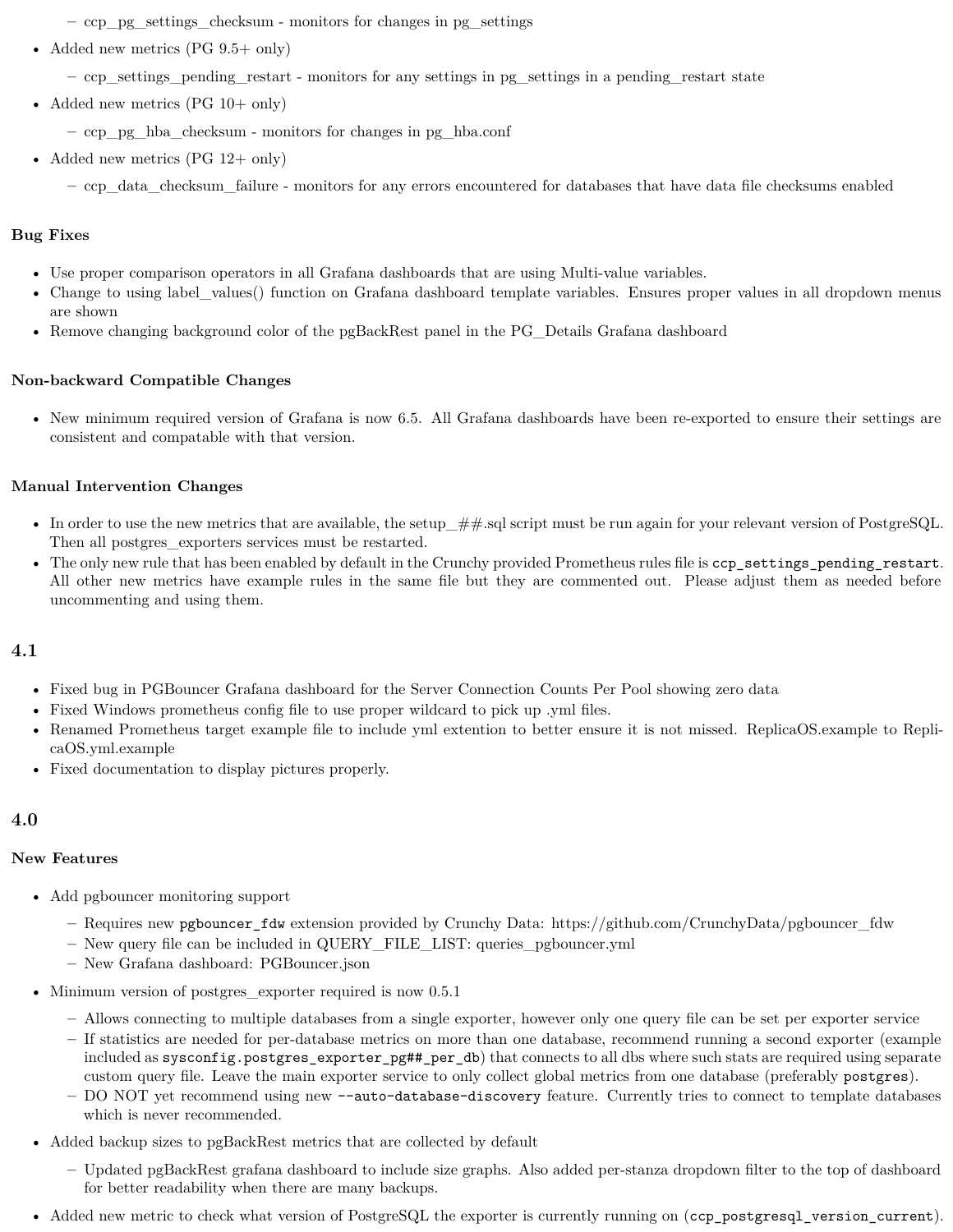- ccp_pg_settings_checksum - monitors for changes in pg_settings

- Added new metrics (PG 9.5+ only)
  - ccp_settings_pending_restart - monitors for any settings in pg_settings in a pending_restart state
- Added new metrics (PG 10+ only)
  - ccp_pg_hba_checksum - monitors for changes in pg_hba.conf
- Added new metrics (PG 12+ only)
  - ccp_data_checksum_failure - monitors for any errors encountered for databases that have data file checksums enabled

#### Bug Fixes

- Use proper comparison operators in all Grafana dashboards that are using Multi-value variables.
- Change to using label_values() function on Grafana dashboard template variables. Ensures proper values in all dropdown menus are shown
- Remove changing background color of the pgBackRest panel in the PG_Details Grafana dashboard

#### Non-backward Compatible Changes

- New minimum required version of Grafana is now 6.5. All Grafana dashboards have been re-exported to ensure their settings are consistent and compatable with that version.

#### Manual Intervention Changes

- In order to use the new metrics that are available, the setup_##.sql script must be run again for your relevant version of PostgreSQL. Then all postgres_exporters services must be restarted.
- The only new rule that has been enabled by default in the Crunchy provided Prometheus rules file is `ccp_settings_pending_restart`. All other new metrics have example rules in the same file but they are commented out. Please adjust them as needed before uncommenting and using them.

### 4.1

- Fixed bug in PGBouncer Grafana dashboard for the Server Connection Counts Per Pool showing zero data
- Fixed Windows prometheus config file to use proper wildcard to pick up .yml files.
- Renamed Prometheus target example file to include yml extention to better ensure it is not missed. ReplicaOS.example to ReplicaOS.yml.example
- Fixed documentation to display pictures properly.

### 4.0

#### New Features

- Add pgbouncer monitoring support
  - Requires new `pgbouncer_fdw` extension provided by Crunchy Data: https://github.com/CrunchyData/pgbouncer_fdw
  - New query file can be included in QUERY_FILE_LIST: queries_pgbouncer.yml
  - New Grafana dashboard: PGBouncer.json
- Minimum version of postgres_exporter required is now 0.5.1
  - Allows connecting to multiple databases from a single exporter, however only one query file can be set per exporter service
  - If statistics are needed for per-database metrics on more than one database, recommend running a second exporter (example included as `sysconfig.postgres_exporter_pg##_per_db`) that connects to all dbs where such stats are required using separate custom query file. Leave the main exporter service to only collect global metrics from one database (preferably `postgres`).
  - DO NOT yet recommend using new `--auto-database-discovery` feature. Currently tries to connect to template databases which is never recommended.
- Added backup sizes to pgBackRest metrics that are collected by default
  - Updated pgBackRest grafana dashboard to include size graphs. Also added per-stanza dropdown filter to the top of dashboard for better readability when there are many backups.
- Added new metric to check what version of PostgreSQL the exporter is currently running on (`ccp_postgresql_version_current`).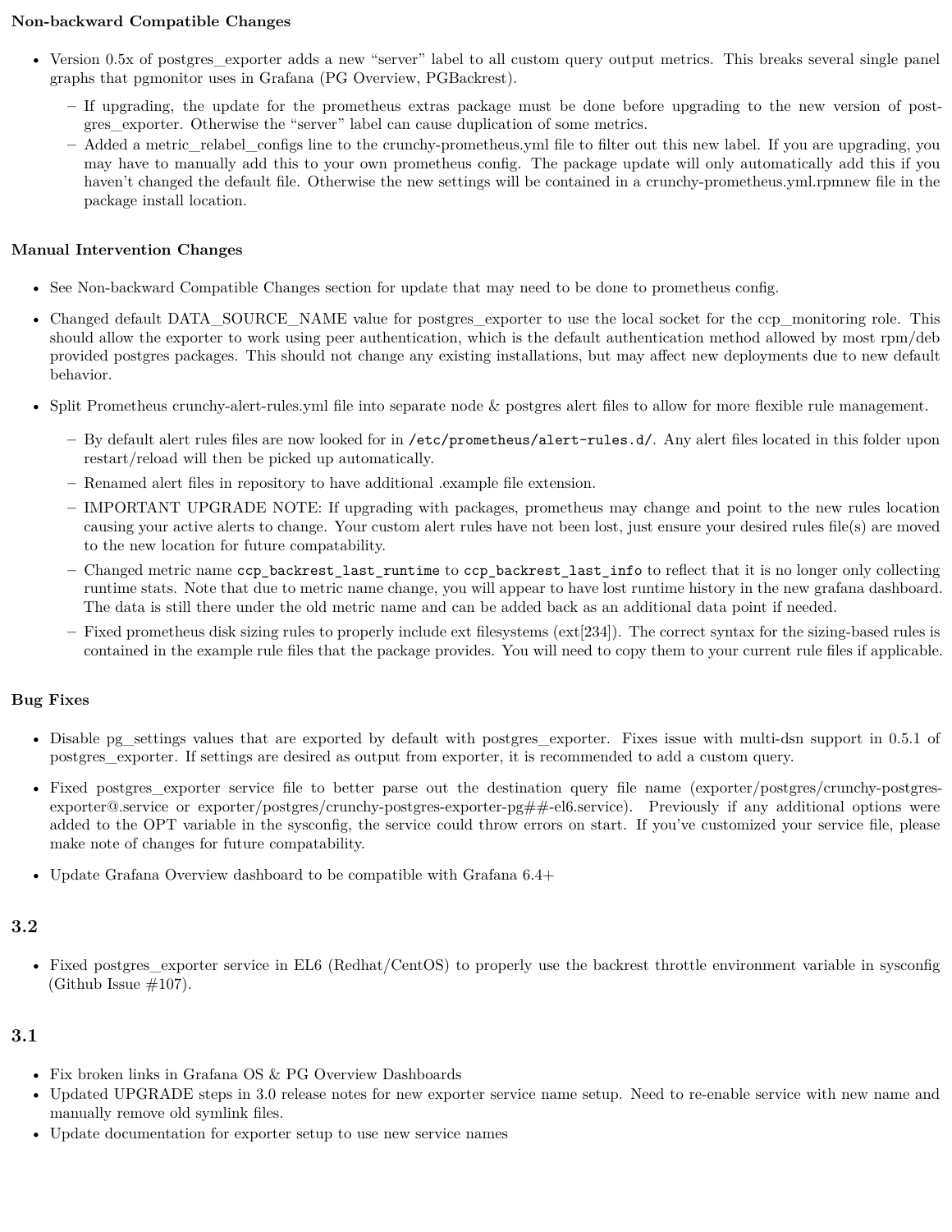#### Non-backward Compatible Changes

- Version 0.5x of postgres_exporter adds a new "server" label to all custom query output metrics. This breaks several single panel graphs that pgmonitor uses in Grafana (PG Overview, PGBackrest).
  - If upgrading, the update for the prometheus extras package must be done before upgrading to the new version of postgres_exporter. Otherwise the "server" label can cause duplication of some metrics.
  - Added a metric_relabel_configs line to the crunchy-prometheus.yml file to filter out this new label. If you are upgrading, you may have to manually add this to your own prometheus config. The package update will only automatically add this if you haven't changed the default file. Otherwise the new settings will be contained in a crunchy-prometheus.yml.rpmnew file in the package install location.

#### Manual Intervention Changes

- See Non-backward Compatible Changes section for update that may need to be done to prometheus config.
- Changed default DATA_SOURCE_NAME value for postgres_exporter to use the local socket for the ccp_monitoring role. This should allow the exporter to work using peer authentication, which is the default authentication method allowed by most rpm/deb provided postgres packages. This should not change any existing installations, but may affect new deployments due to new default behavior.
- Split Prometheus crunchy-alert-rules.yml file into separate node & postgres alert files to allow for more flexible rule management.
  - By default alert rules files are now looked for in `/etc/prometheus/alert-rules.d/`. Any alert files located in this folder upon restart/reload will then be picked up automatically.
  - Renamed alert files in repository to have additional .example file extension.
  - IMPORTANT UPGRADE NOTE: If upgrading with packages, prometheus may change and point to the new rules location causing your active alerts to change. Your custom alert rules have not been lost, just ensure your desired rules file(s) are moved to the new location for future compatability.
  - Changed metric name `ccp_backrest_last_runtime` to `ccp_backrest_last_info` to reflect that it is no longer only collecting runtime stats. Note that due to metric name change, you will appear to have lost runtime history in the new grafana dashboard. The data is still there under the old metric name and can be added back as an additional data point if needed.
  - Fixed prometheus disk sizing rules to properly include ext filesystems (ext[234]). The correct syntax for the sizing-based rules is contained in the example rule files that the package provides. You will need to copy them to your current rule files if applicable.

#### Bug Fixes

- Disable pg_settings values that are exported by default with postgres_exporter. Fixes issue with multi-dsn support in 0.5.1 of postgres_exporter. If settings are desired as output from exporter, it is recommended to add a custom query.
- Fixed postgres_exporter service file to better parse out the destination query file name (exporter/postgres/crunchy-postgres-exporter@.service or exporter/postgres/crunchy-postgres-exporter-pg##-el6.service). Previously if any additional options were added to the OPT variable in the sysconfig, the service could throw errors on start. If you've customized your service file, please make note of changes for future compatability.
- Update Grafana Overview dashboard to be compatible with Grafana 6.4+

### 3.2

- Fixed postgres_exporter service in EL6 (Redhat/CentOS) to properly use the backrest throttle environment variable in sysconfig (Github Issue #107).

### 3.1

- Fix broken links in Grafana OS & PG Overview Dashboards
- Updated UPGRADE steps in 3.0 release notes for new exporter service name setup. Need to re-enable service with new name and manually remove old symlink files.
- Update documentation for exporter setup to use new service names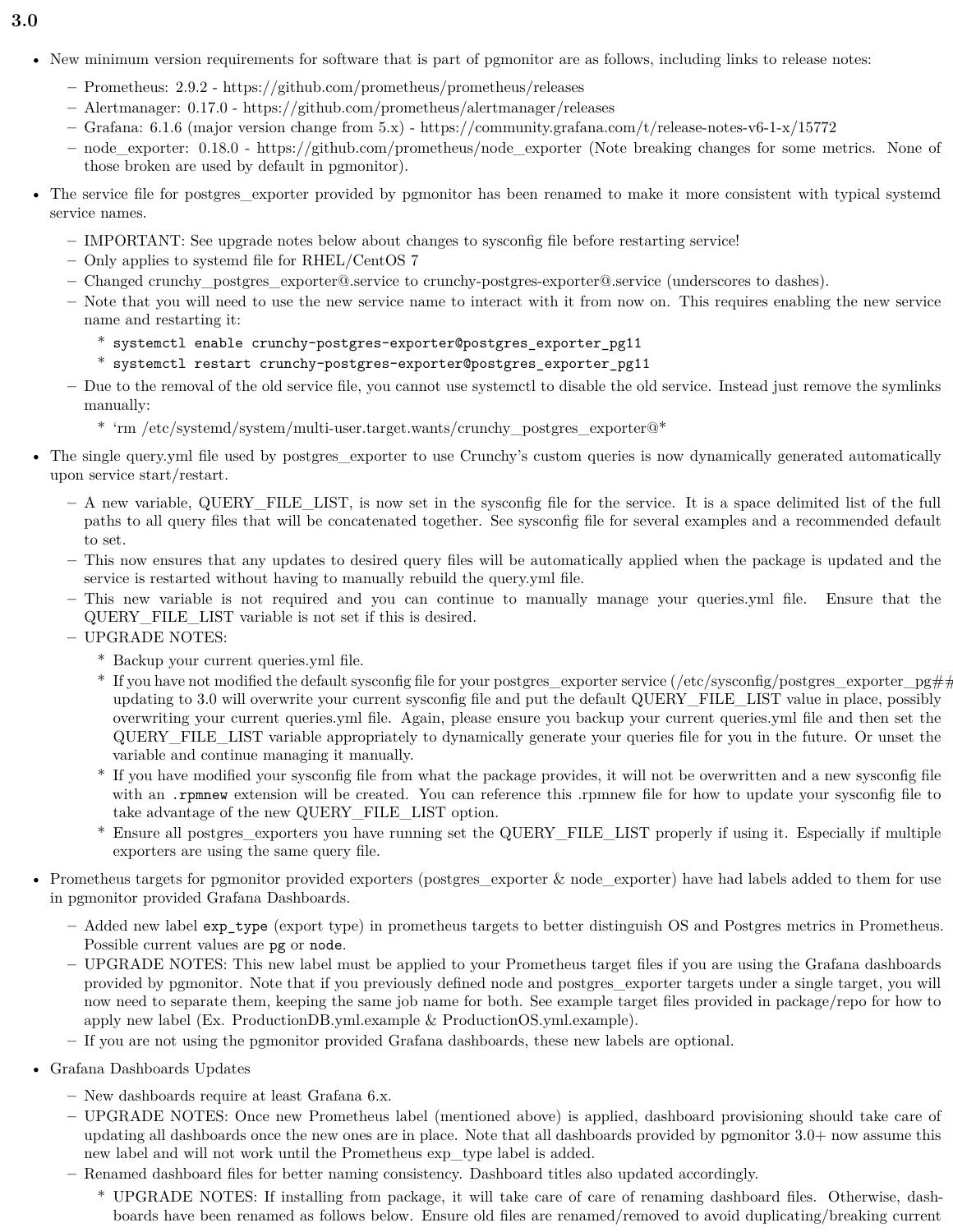### 3.0

- New minimum version requirements for software that is part of pgmonitor are as follows, including links to release notes:
  - Prometheus: 2.9.2 - https://github.com/prometheus/prometheus/releases
  - Alertmanager: 0.17.0 - https://github.com/prometheus/alertmanager/releases
  - Grafana: 6.1.6 (major version change from 5.x) - https://community.grafana.com/t/release-notes-v6-1-x/15772
  - node_exporter: 0.18.0 - https://github.com/prometheus/node_exporter (Note breaking changes for some metrics. None of those broken are used by default in pgmonitor).
- The service file for postgres_exporter provided by pgmonitor has been renamed to make it more consistent with typical systemd service names.
  - IMPORTANT: See upgrade notes below about changes to sysconfig file before restarting service!
  - Only applies to systemd file for RHEL/CentOS 7
  - Changed crunchy_postgres_exporter@.service to crunchy-postgres-exporter@.service (underscores to dashes).
  - Note that you will need to use the new service name to interact with it from now on. This requires enabling the new service name and restarting it:
    - `systemctl enable crunchy-postgres-exporter@postgres_exporter_pg11`
    - `systemctl restart crunchy-postgres-exporter@postgres_exporter_pg11`
  - Due to the removal of the old service file, you cannot use systemctl to disable the old service. Instead just remove the symlinks manually:
    - 'rm /etc/systemd/system/multi-user.target.wants/crunchy_postgres_exporter@*
- The single query.yml file used by postgres_exporter to use Crunchy's custom queries is now dynamically generated automatically upon service start/restart.
  - A new variable, QUERY_FILE_LIST, is now set in the sysconfig file for the service. It is a space delimited list of the full paths to all query files that will be concatenated together. See sysconfig file for several examples and a recommended default to set.
  - This now ensures that any updates to desired query files will be automatically applied when the package is updated and the service is restarted without having to manually rebuild the query.yml file.
  - This new variable is not required and you can continue to manually manage your queries.yml file. Ensure that the QUERY_FILE_LIST variable is not set if this is desired.
  - UPGRADE NOTES:
    - Backup your current queries.yml file.
    - If you have not modified the default sysconfig file for your postgres_exporter service (/etc/sysconfig/postgres_exporter_pg## updating to 3.0 will overwrite your current sysconfig file and put the default QUERY_FILE_LIST value in place, possibly overwriting your current queries.yml file. Again, please ensure you backup your current queries.yml file and then set the QUERY_FILE_LIST variable appropriately to dynamically generate your queries file for you in the future. Or unset the variable and continue managing it manually.
    - If you have modified your sysconfig file from what the package provides, it will not be overwritten and a new sysconfig file with an `.rpmnew` extension will be created. You can reference this .rpmnew file for how to update your sysconfig file to take advantage of the new QUERY_FILE_LIST option.
    - Ensure all postgres_exporters you have running set the QUERY_FILE_LIST properly if using it. Especially if multiple exporters are using the same query file.
- Prometheus targets for pgmonitor provided exporters (postgres_exporter & node_exporter) have had labels added to them for use in pgmonitor provided Grafana Dashboards.
  - Added new label `exp_type` (export type) in prometheus targets to better distinguish OS and Postgres metrics in Prometheus. Possible current values are `pg` or `node`.
  - UPGRADE NOTES: This new label must be applied to your Prometheus target files if you are using the Grafana dashboards provided by pgmonitor. Note that if you previously defined node and postgres_exporter targets under a single target, you will now need to separate them, keeping the same job name for both. See example target files provided in package/repo for how to apply new label (Ex. ProductionDB.yml.example & ProductionOS.yml.example).
  - If you are not using the pgmonitor provided Grafana dashboards, these new labels are optional.
- Grafana Dashboards Updates
  - New dashboards require at least Grafana 6.x.
  - UPGRADE NOTES: Once new Prometheus label (mentioned above) is applied, dashboard provisioning should take care of updating all dashboards once the new ones are in place. Note that all dashboards provided by pgmonitor 3.0+ now assume this new label and will not work until the Prometheus exp_type label is added.
  - Renamed dashboard files for better naming consistency. Dashboard titles also updated accordingly.
    - UPGRADE NOTES: If installing from package, it will take care of care of renaming dashboard files. Otherwise, dashboards have been renamed as follows below. Ensure old files are renamed/removed to avoid duplicating/breaking current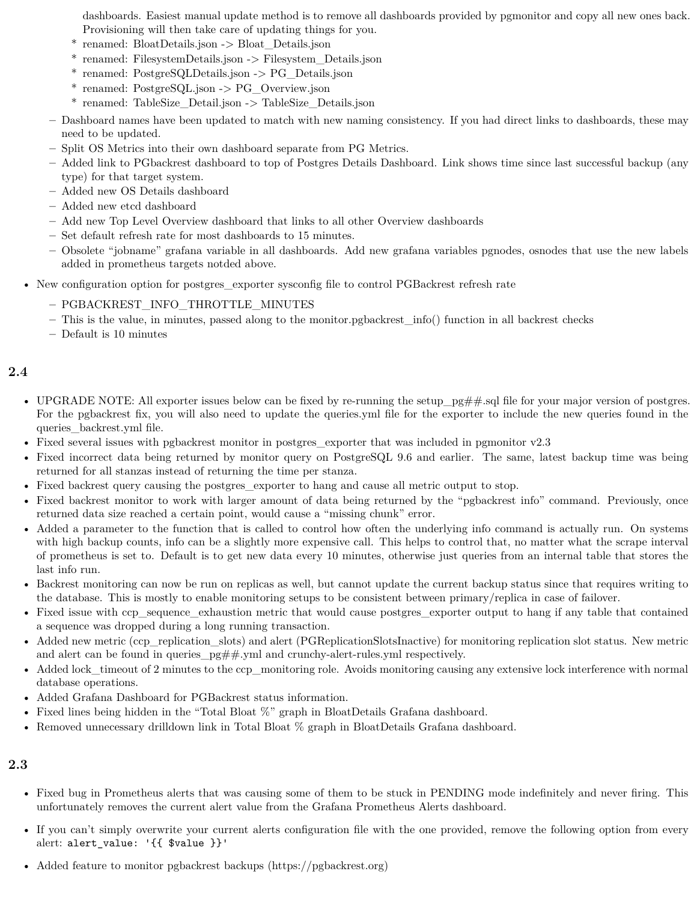dashboards. Easiest manual update method is to remove all dashboards provided by pgmonitor and copy all new ones back. Provisioning will then take care of updating things for you.
    * renamed: BloatDetails.json -> Bloat_Details.json
    * renamed: FilesystemDetails.json -> Filesystem_Details.json
    * renamed: PostgreSQLDetails.json -> PG_Details.json
    * renamed: PostgreSQL.json -> PG_Overview.json
    * renamed: TableSize_Detail.json -> TableSize_Details.json
  - Dashboard names have been updated to match with new naming consistency. If you had direct links to dashboards, these may need to be updated.
  - Split OS Metrics into their own dashboard separate from PG Metrics.
  - Added link to PGbackrest dashboard to top of Postgres Details Dashboard. Link shows time since last successful backup (any type) for that target system.
  - Added new OS Details dashboard
  - Added new etcd dashboard
  - Add new Top Level Overview dashboard that links to all other Overview dashboards
  - Set default refresh rate for most dashboards to 15 minutes.
  - Obsolete "jobname" grafana variable in all dashboards. Add new grafana variables pgnodes, osnodes that use the new labels added in prometheus targets notded above.
- New configuration option for postgres_exporter sysconfig file to control PGBackrest refresh rate
  - PGBACKREST_INFO_THROTTLE_MINUTES
  - This is the value, in minutes, passed along to the monitor.pgbackrest_info() function in all backrest checks
  - Default is 10 minutes

## 2.4

- UPGRADE NOTE: All exporter issues below can be fixed by re-running the setup_pg##.sql file for your major version of postgres. For the pgbackrest fix, you will also need to update the queries.yml file for the exporter to include the new queries found in the queries_backrest.yml file.
- Fixed several issues with pgbackrest monitor in postgres_exporter that was included in pgmonitor v2.3
- Fixed incorrect data being returned by monitor query on PostgreSQL 9.6 and earlier. The same, latest backup time was being returned for all stanzas instead of returning the time per stanza.
- Fixed backrest query causing the postgres_exporter to hang and cause all metric output to stop.
- Fixed backrest monitor to work with larger amount of data being returned by the "pgbackrest info" command. Previously, once returned data size reached a certain point, would cause a "missing chunk" error.
- Added a parameter to the function that is called to control how often the underlying info command is actually run. On systems with high backup counts, info can be a slightly more expensive call. This helps to control that, no matter what the scrape interval of prometheus is set to. Default is to get new data every 10 minutes, otherwise just queries from an internal table that stores the last info run.
- Backrest monitoring can now be run on replicas as well, but cannot update the current backup status since that requires writing to the database. This is mostly to enable monitoring setups to be consistent between primary/replica in case of failover.
- Fixed issue with ccp_sequence_exhaustion metric that would cause postgres_exporter output to hang if any table that contained a sequence was dropped during a long running transaction.
- Added new metric (ccp_replication_slots) and alert (PGReplicationSlotsInactive) for monitoring replication slot status. New metric and alert can be found in queries_pg##.yml and crunchy-alert-rules.yml respectively.
- Added lock_timeout of 2 minutes to the ccp_monitoring role. Avoids monitoring causing any extensive lock interference with normal database operations.
- Added Grafana Dashboard for PGBackrest status information.
- Fixed lines being hidden in the "Total Bloat %" graph in BloatDetails Grafana dashboard.
- Removed unnecessary drilldown link in Total Bloat % graph in BloatDetails Grafana dashboard.

## 2.3

- Fixed bug in Prometheus alerts that was causing some of them to be stuck in PENDING mode indefinitely and never firing. This unfortunately removes the current alert value from the Grafana Prometheus Alerts dashboard.
- If you can't simply overwrite your current alerts configuration file with the one provided, remove the following option from every alert: `alert_value: '{{ $value }}'`
- Added feature to monitor pgbackrest backups (https://pgbackrest.org)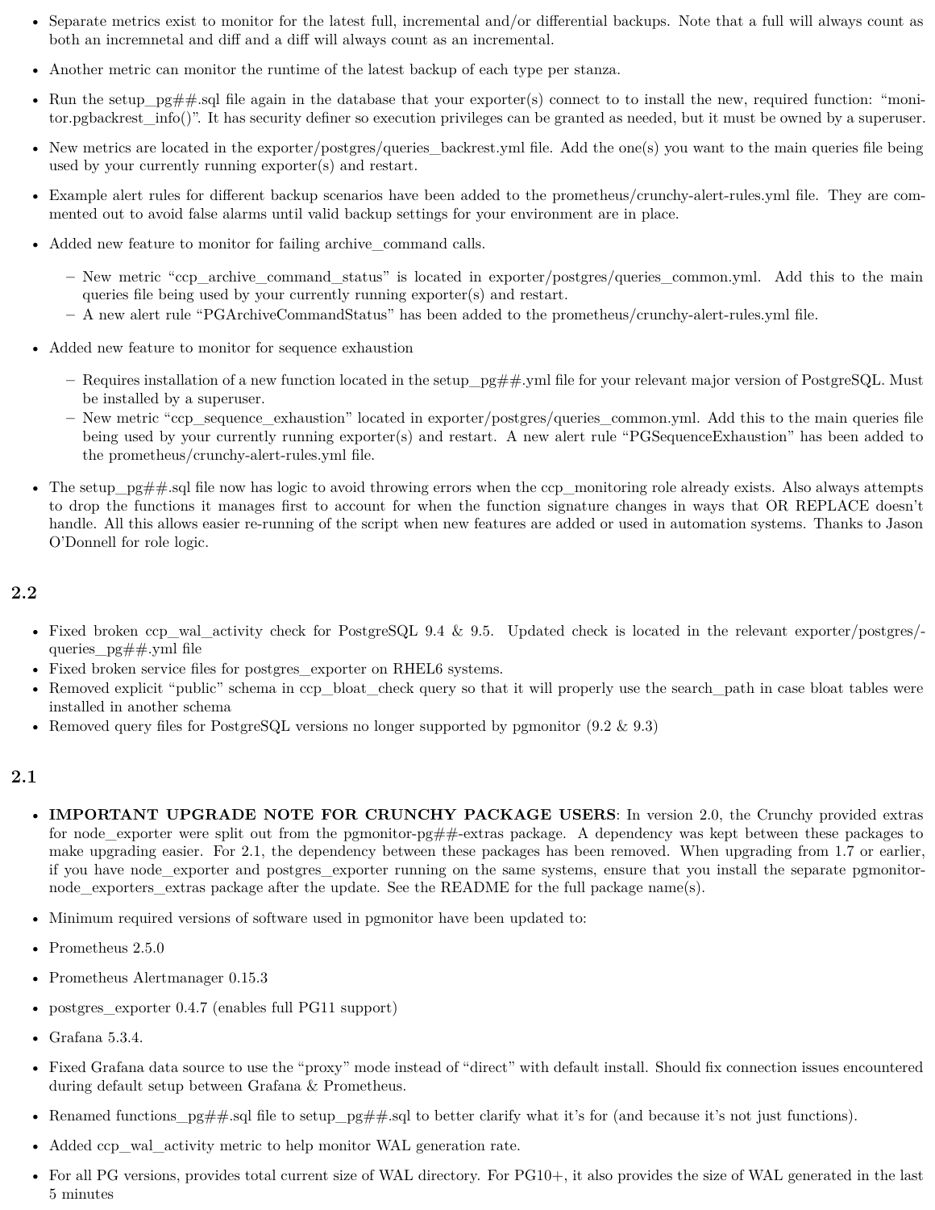- Separate metrics exist to monitor for the latest full, incremental and/or differential backups. Note that a full will always count as both an incremnetal and diff and a diff will always count as an incremental.
- Another metric can monitor the runtime of the latest backup of each type per stanza.
- Run the setup_pg##.sql file again in the database that your exporter(s) connect to to install the new, required function: "monitor.pgbackrest_info()". It has security definer so execution privileges can be granted as needed, but it must be owned by a superuser.
- New metrics are located in the exporter/postgres/queries_backrest.yml file. Add the one(s) you want to the main queries file being used by your currently running exporter(s) and restart.
- Example alert rules for different backup scenarios have been added to the prometheus/crunchy-alert-rules.yml file. They are commented out to avoid false alarms until valid backup settings for your environment are in place.
- Added new feature to monitor for failing archive_command calls.
  - New metric "ccp_archive_command_status" is located in exporter/postgres/queries_common.yml. Add this to the main queries file being used by your currently running exporter(s) and restart.
  - A new alert rule "PGArchiveCommandStatus" has been added to the prometheus/crunchy-alert-rules.yml file.
- Added new feature to monitor for sequence exhaustion
  - Requires installation of a new function located in the setup_pg##.yml file for your relevant major version of PostgreSQL. Must be installed by a superuser.
  - New metric "ccp_sequence_exhaustion" located in exporter/postgres/queries_common.yml. Add this to the main queries file being used by your currently running exporter(s) and restart. A new alert rule "PGSequenceExhaustion" has been added to the prometheus/crunchy-alert-rules.yml file.
- The setup_pg##.sql file now has logic to avoid throwing errors when the ccp_monitoring role already exists. Also always attempts to drop the functions it manages first to account for when the function signature changes in ways that OR REPLACE doesn't handle. All this allows easier re-running of the script when new features are added or used in automation systems. Thanks to Jason O'Donnell for role logic.

### 2.2

- Fixed broken ccp_wal_activity check for PostgreSQL 9.4 & 9.5. Updated check is located in the relevant exporter/postgres/queries_pg##.yml file
- Fixed broken service files for postgres_exporter on RHEL6 systems.
- Removed explicit "public" schema in ccp_bloat_check query so that it will properly use the search_path in case bloat tables were installed in another schema
- Removed query files for PostgreSQL versions no longer supported by pgmonitor (9.2 & 9.3)

### 2.1

- **IMPORTANT UPGRADE NOTE FOR CRUNCHY PACKAGE USERS**: In version 2.0, the Crunchy provided extras for node_exporter were split out from the pgmonitor-pg##-extras package. A dependency was kept between these packages to make upgrading easier. For 2.1, the dependency between these packages has been removed. When upgrading from 1.7 or earlier, if you have node_exporter and postgres_exporter running on the same systems, ensure that you install the separate pgmonitor-node_exporters_extras package after the update. See the README for the full package name(s).
- Minimum required versions of software used in pgmonitor have been updated to:
- Prometheus 2.5.0
- Prometheus Alertmanager 0.15.3
- postgres_exporter 0.4.7 (enables full PG11 support)
- Grafana 5.3.4.
- Fixed Grafana data source to use the "proxy" mode instead of "direct" with default install. Should fix connection issues encountered during default setup between Grafana & Prometheus.
- Renamed functions_pg##.sql file to setup_pg##.sql to better clarify what it's for (and because it's not just functions).
- Added ccp_wal_activity metric to help monitor WAL generation rate.
- For all PG versions, provides total current size of WAL directory. For PG10+, it also provides the size of WAL generated in the last 5 minutes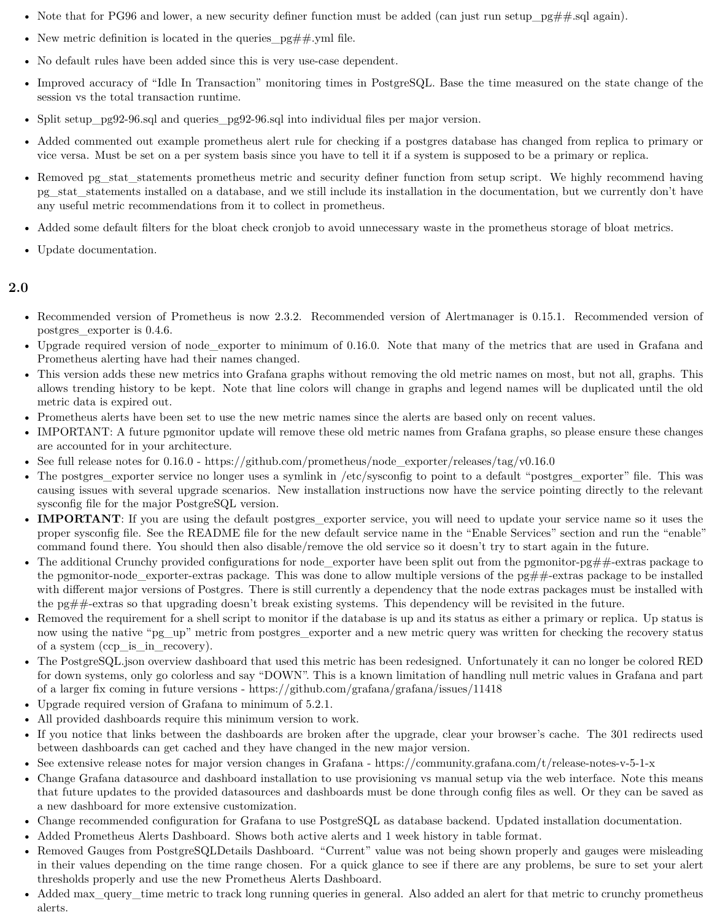- Note that for PG96 and lower, a new security definer function must be added (can just run setup_pg##.sql again).
- New metric definition is located in the queries_pg##.yml file.
- No default rules have been added since this is very use-case dependent.
- Improved accuracy of "Idle In Transaction" monitoring times in PostgreSQL. Base the time measured on the state change of the session vs the total transaction runtime.
- Split setup_pg92-96.sql and queries_pg92-96.sql into individual files per major version.
- Added commented out example prometheus alert rule for checking if a postgres database has changed from replica to primary or vice versa. Must be set on a per system basis since you have to tell it if a system is supposed to be a primary or replica.
- Removed pg_stat_statements prometheus metric and security definer function from setup script. We highly recommend having pg_stat_statements installed on a database, and we still include its installation in the documentation, but we currently don't have any useful metric recommendations from it to collect in prometheus.
- Added some default filters for the bloat check cronjob to avoid unnecessary waste in the prometheus storage of bloat metrics.
- Update documentation.

## 2.0

- Recommended version of Prometheus is now 2.3.2. Recommended version of Alertmanager is 0.15.1. Recommended version of postgres_exporter is 0.4.6.
- Upgrade required version of node_exporter to minimum of 0.16.0. Note that many of the metrics that are used in Grafana and Prometheus alerting have had their names changed.
- This version adds these new metrics into Grafana graphs without removing the old metric names on most, but not all, graphs. This allows trending history to be kept. Note that line colors will change in graphs and legend names will be duplicated until the old metric data is expired out.
- Prometheus alerts have been set to use the new metric names since the alerts are based only on recent values.
- IMPORTANT: A future pgmonitor update will remove these old metric names from Grafana graphs, so please ensure these changes are accounted for in your architecture.
- See full release notes for 0.16.0 - https://github.com/prometheus/node_exporter/releases/tag/v0.16.0
- The postgres_exporter service no longer uses a symlink in /etc/sysconfig to point to a default "postgres_exporter" file. This was causing issues with several upgrade scenarios. New installation instructions now have the service pointing directly to the relevant sysconfig file for the major PostgreSQL version.
- **IMPORTANT**: If you are using the default postgres_exporter service, you will need to update your service name so it uses the proper sysconfig file. See the README file for the new default service name in the "Enable Services" section and run the "enable" command found there. You should then also disable/remove the old service so it doesn't try to start again in the future.
- The additional Crunchy provided configurations for node_exporter have been split out from the pgmonitor-pg##-extras package to the pgmonitor-node_exporter-extras package. This was done to allow multiple versions of the pg##-extras package to be installed with different major versions of Postgres. There is still currently a dependency that the node extras packages must be installed with the pg##-extras so that upgrading doesn't break existing systems. This dependency will be revisited in the future.
- Removed the requirement for a shell script to monitor if the database is up and its status as either a primary or replica. Up status is now using the native "pg_up" metric from postgres_exporter and a new metric query was written for checking the recovery status of a system (ccp_is_in_recovery).
- The PostgreSQL.json overview dashboard that used this metric has been redesigned. Unfortunately it can no longer be colored RED for down systems, only go colorless and say "DOWN". This is a known limitation of handling null metric values in Grafana and part of a larger fix coming in future versions - https://github.com/grafana/grafana/issues/11418
- Upgrade required version of Grafana to minimum of 5.2.1.
- All provided dashboards require this minimum version to work.
- If you notice that links between the dashboards are broken after the upgrade, clear your browser's cache. The 301 redirects used between dashboards can get cached and they have changed in the new major version.
- See extensive release notes for major version changes in Grafana - https://community.grafana.com/t/release-notes-v-5-1-x
- Change Grafana datasource and dashboard installation to use provisioning vs manual setup via the web interface. Note this means that future updates to the provided datasources and dashboards must be done through config files as well. Or they can be saved as a new dashboard for more extensive customization.
- Change recommended configuration for Grafana to use PostgreSQL as database backend. Updated installation documentation.
- Added Prometheus Alerts Dashboard. Shows both active alerts and 1 week history in table format.
- Removed Gauges from PostgreSQLDetails Dashboard. "Current" value was not being shown properly and gauges were misleading in their values depending on the time range chosen. For a quick glance to see if there are any problems, be sure to set your alert thresholds properly and use the new Prometheus Alerts Dashboard.
- Added max_query_time metric to track long running queries in general. Also added an alert for that metric to crunchy prometheus alerts.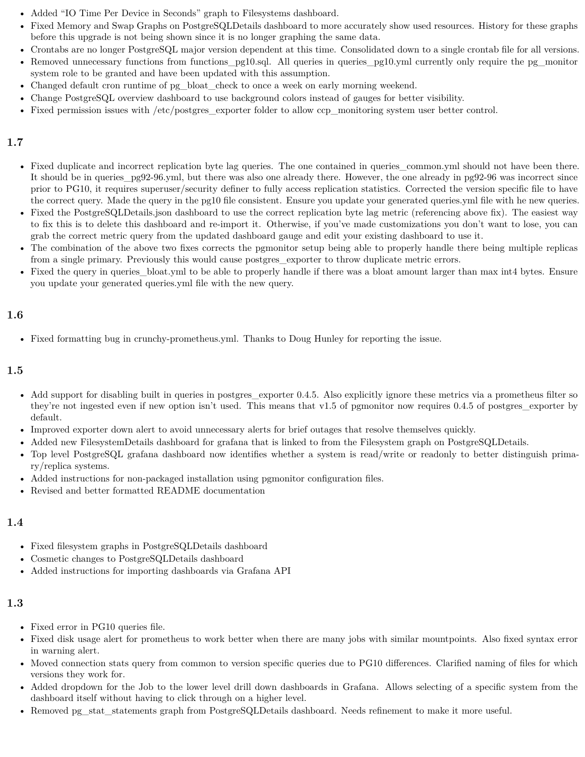- Added "IO Time Per Device in Seconds" graph to Filesystems dashboard.
- Fixed Memory and Swap Graphs on PostgreSQLDetails dashboard to more accurately show used resources. History for these graphs before this upgrade is not being shown since it is no longer graphing the same data.
- Crontabs are no longer PostgreSQL major version dependent at this time. Consolidated down to a single crontab file for all versions.
- Removed unnecessary functions from functions_pg10.sql. All queries in queries_pg10.yml currently only require the pg_monitor system role to be granted and have been updated with this assumption.
- Changed default cron runtime of pg_bloat_check to once a week on early morning weekend.
- Change PostgreSQL overview dashboard to use background colors instead of gauges for better visibility.
- Fixed permission issues with /etc/postgres_exporter folder to allow ccp_monitoring system user better control.

## 1.7

- Fixed duplicate and incorrect replication byte lag queries. The one contained in queries_common.yml should not have been there. It should be in queries_pg92-96.yml, but there was also one already there. However, the one already in pg92-96 was incorrect since prior to PG10, it requires superuser/security definer to fully access replication statistics. Corrected the version specific file to have the correct query. Made the query in the pg10 file consistent. Ensure you update your generated queries.yml file with he new queries.
- Fixed the PostgreSQLDetails.json dashboard to use the correct replication byte lag metric (referencing above fix). The easiest way to fix this is to delete this dashboard and re-import it. Otherwise, if you've made customizations you don't want to lose, you can grab the correct metric query from the updated dashboard gauge and edit your existing dashboard to use it.
- The combination of the above two fixes corrects the pgmonitor setup being able to properly handle there being multiple replicas from a single primary. Previously this would cause postgres_exporter to throw duplicate metric errors.
- Fixed the query in queries_bloat.yml to be able to properly handle if there was a bloat amount larger than max int4 bytes. Ensure you update your generated queries.yml file with the new query.

## 1.6

- Fixed formatting bug in crunchy-prometheus.yml. Thanks to Doug Hunley for reporting the issue.

## 1.5

- Add support for disabling built in queries in postgres_exporter 0.4.5. Also explicitly ignore these metrics via a prometheus filter so they're not ingested even if new option isn't used. This means that v1.5 of pgmonitor now requires 0.4.5 of postgres_exporter by default.
- Improved exporter down alert to avoid unnecessary alerts for brief outages that resolve themselves quickly.
- Added new FilesystemDetails dashboard for grafana that is linked to from the Filesystem graph on PostgreSQLDetails.
- Top level PostgreSQL grafana dashboard now identifies whether a system is read/write or readonly to better distinguish primary/replica systems.
- Added instructions for non-packaged installation using pgmonitor configuration files.
- Revised and better formatted README documentation

## 1.4

- Fixed filesystem graphs in PostgreSQLDetails dashboard
- Cosmetic changes to PostgreSQLDetails dashboard
- Added instructions for importing dashboards via Grafana API

## 1.3

- Fixed error in PG10 queries file.
- Fixed disk usage alert for prometheus to work better when there are many jobs with similar mountpoints. Also fixed syntax error in warning alert.
- Moved connection stats query from common to version specific queries due to PG10 differences. Clarified naming of files for which versions they work for.
- Added dropdown for the Job to the lower level drill down dashboards in Grafana. Allows selecting of a specific system from the dashboard itself without having to click through on a higher level.
- Removed pg_stat_statements graph from PostgreSQLDetails dashboard. Needs refinement to make it more useful.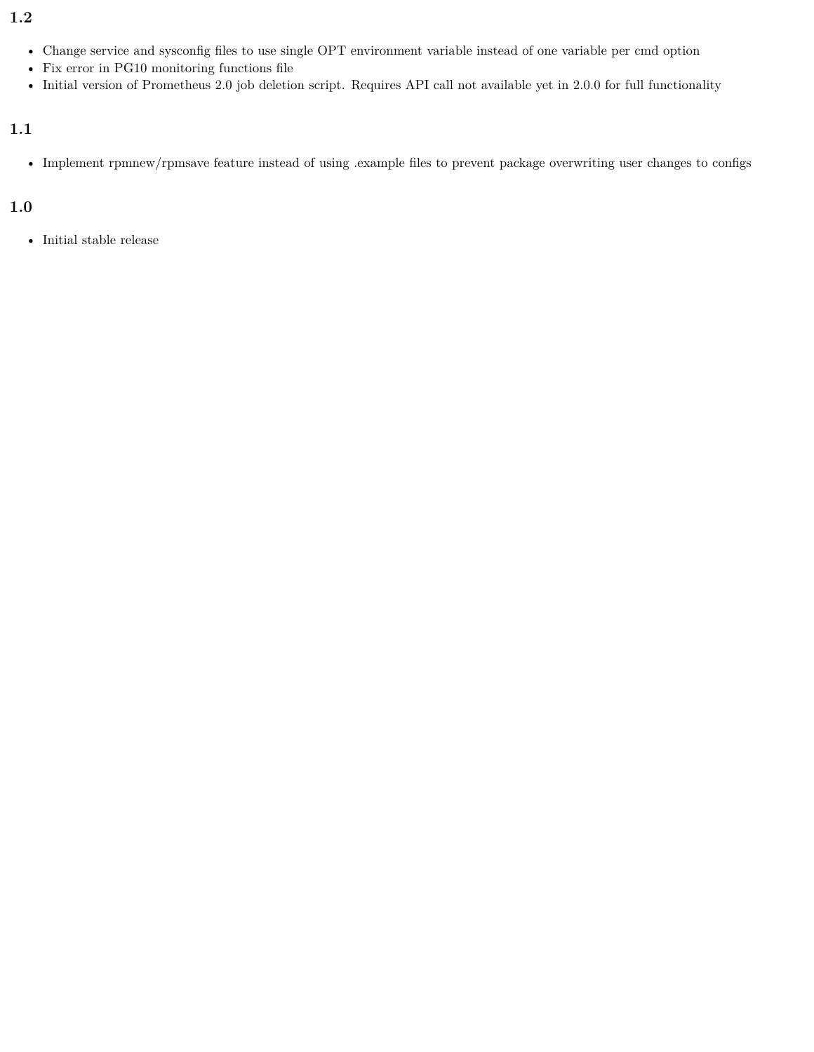### 1.2

- Change service and sysconfig files to use single OPT environment variable instead of one variable per cmd option
- Fix error in PG10 monitoring functions file
- Initial version of Prometheus 2.0 job deletion script. Requires API call not available yet in 2.0.0 for full functionality

### 1.1

- Implement rpmnew/rpmsave feature instead of using .example files to prevent package overwriting user changes to configs

### 1.0

- Initial stable release